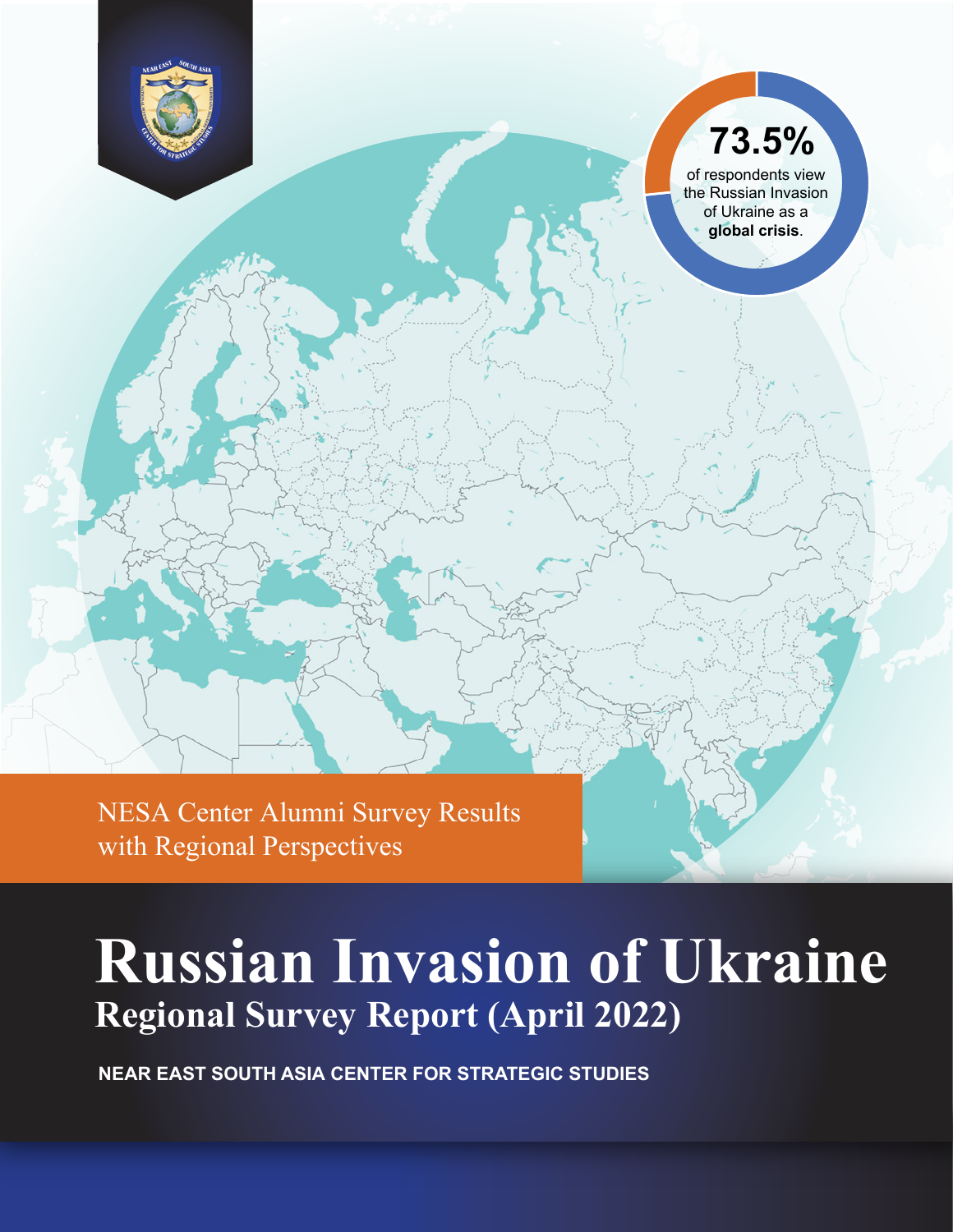73.5%

of respondents view the Russian Invasion of Ukraine as a **global crisis**.

NESA Center Alumni Survey Results with Regional Perspectives

# Russian Invasion of Ukraine

## Regional Survey Report (April 2022)

**NEAR EAST SOUTH ASIA CENTER FOR STRATEGIC STUDIES**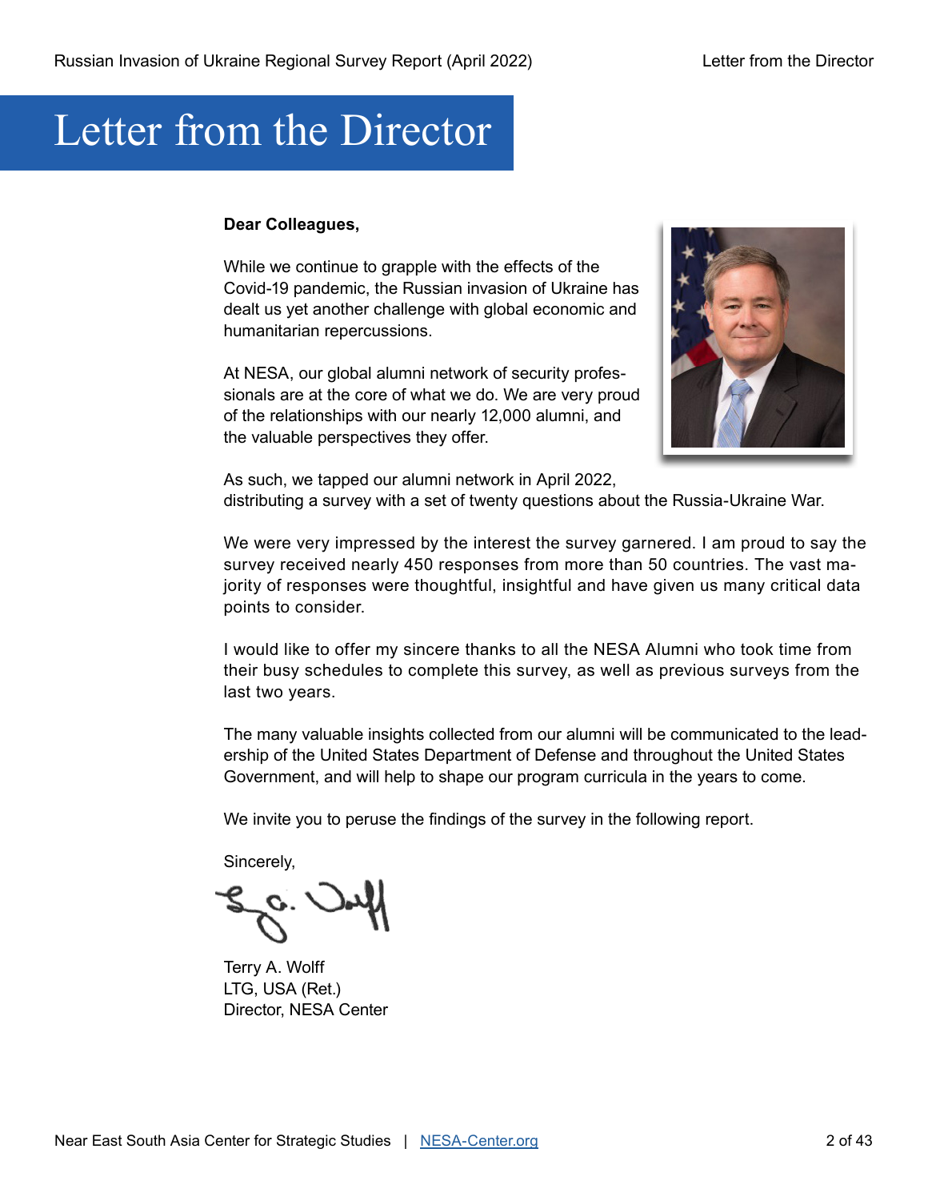# Letter from the Director

**Dear Colleagues,**

While we continue to grapple with the effects of the Covid-19 pandemic, the Russian invasion of Ukraine has dealt us yet another challenge with global economic and humanitarian repercussions.

At NESA, our global alumni network of security professionals are at the core of what we do. We are very proud of the relationships with our nearly 12,000 alumni, and the valuable perspectives they offer.

As such, we tapped our alumni network in April 2022, distributing a survey with a set of twenty questions about the Russia-Ukraine War.

We were very impressed by the interest the survey garnered. I am proud to say the survey received nearly 450 responses from more than 50 countries. The vast majority of responses were thoughtful, insightful and have given us many critical data points to consider.

I would like to offer my sincere thanks to all the NESA Alumni who took time from their busy schedules to complete this survey, as well as previous surveys from the last two years.

The many valuable insights collected from our alumni will be communicated to the leadership of the United States Department of Defense and throughout the United States Government, and will help to shape our program curricula in the years to come.

We invite you to peruse the findings of the survey in the following report.

Sincerely,

Terry A. Wolff
LTG, USA (Ret.)
Director, NESA Center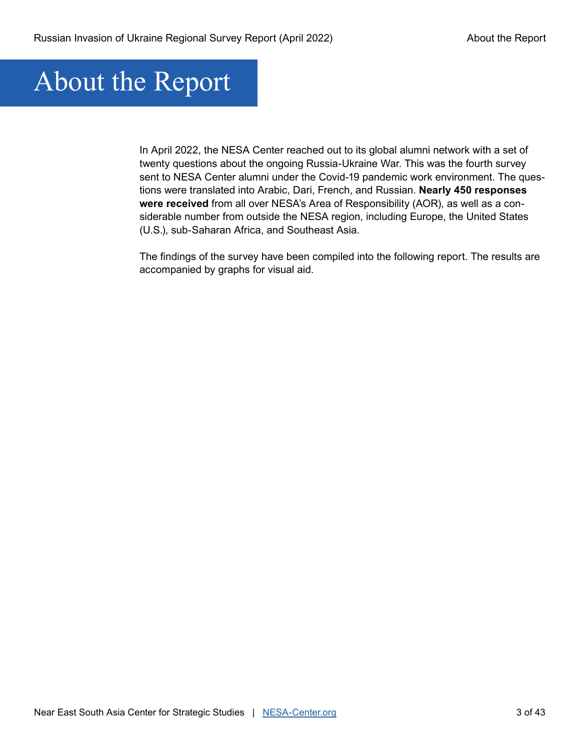# About the Report

In April 2022, the NESA Center reached out to its global alumni network with a set of twenty questions about the ongoing Russia-Ukraine War. This was the fourth survey sent to NESA Center alumni under the Covid-19 pandemic work environment. The questions were translated into Arabic, Dari, French, and Russian. **Nearly 450 responses were received** from all over NESA's Area of Responsibility (AOR), as well as a considerable number from outside the NESA region, including Europe, the United States (U.S.), sub-Saharan Africa, and Southeast Asia.

The findings of the survey have been compiled into the following report. The results are accompanied by graphs for visual aid.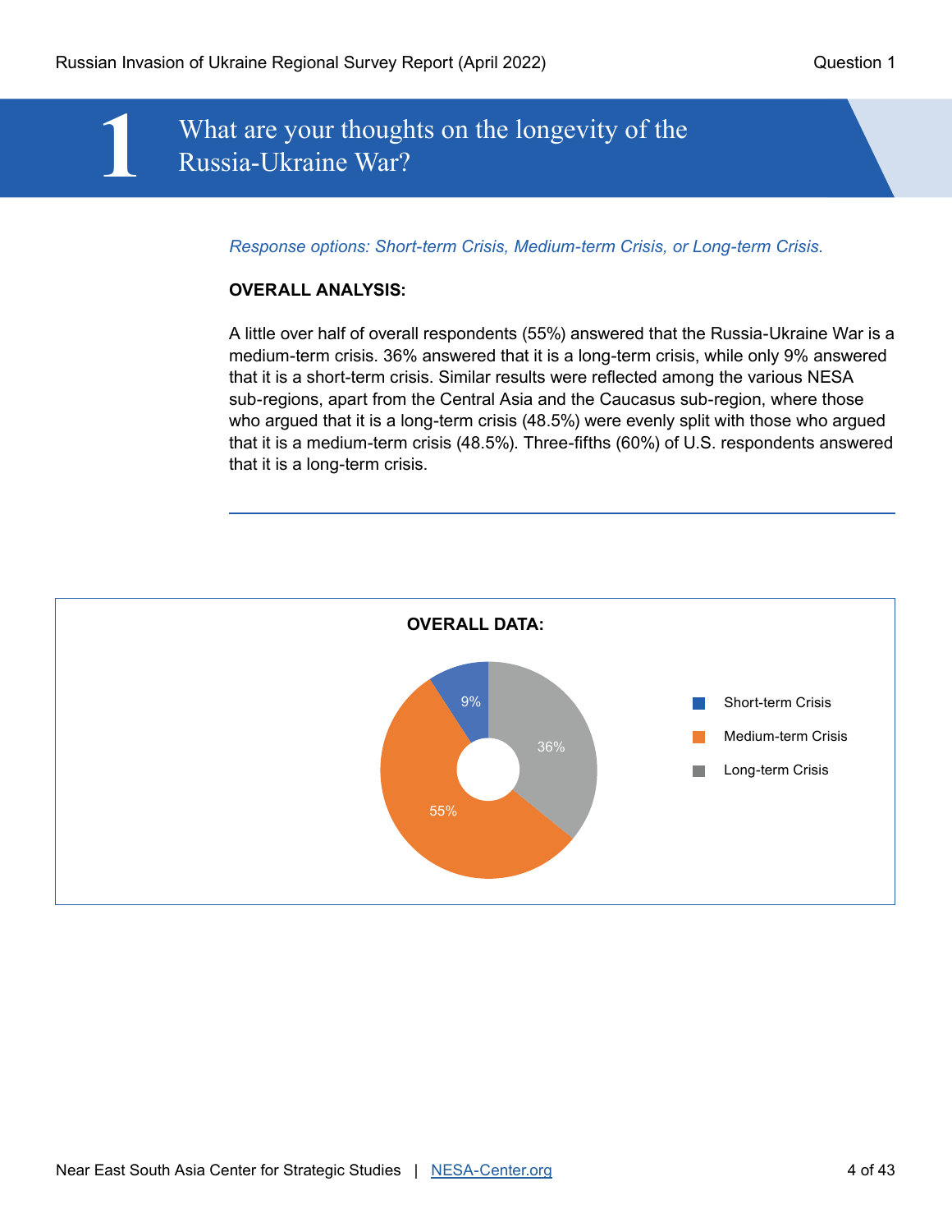# 1 What are your thoughts on the longevity of the Russia-Ukraine War?

*Response options: Short-term Crisis, Medium-term Crisis, or Long-term Crisis.*

**OVERALL ANALYSIS:**

A little over half of overall respondents (55%) answered that the Russia-Ukraine War is a medium-term crisis. 36% answered that it is a long-term crisis, while only 9% answered that it is a short-term crisis. Similar results were reflected among the various NESA sub-regions, apart from the Central Asia and the Caucasus sub-region, where those who argued that it is a long-term crisis (48.5%) were evenly split with those who argued that it is a medium-term crisis (48.5%). Three-fifths (60%) of U.S. respondents answered that it is a long-term crisis.

---

**OVERALL DATA:**

| Response | Percentage |
| --- | --- |
| Short-term Crisis | 9% |
| Medium-term Crisis | 55% |
| Long-term Crisis | 36% |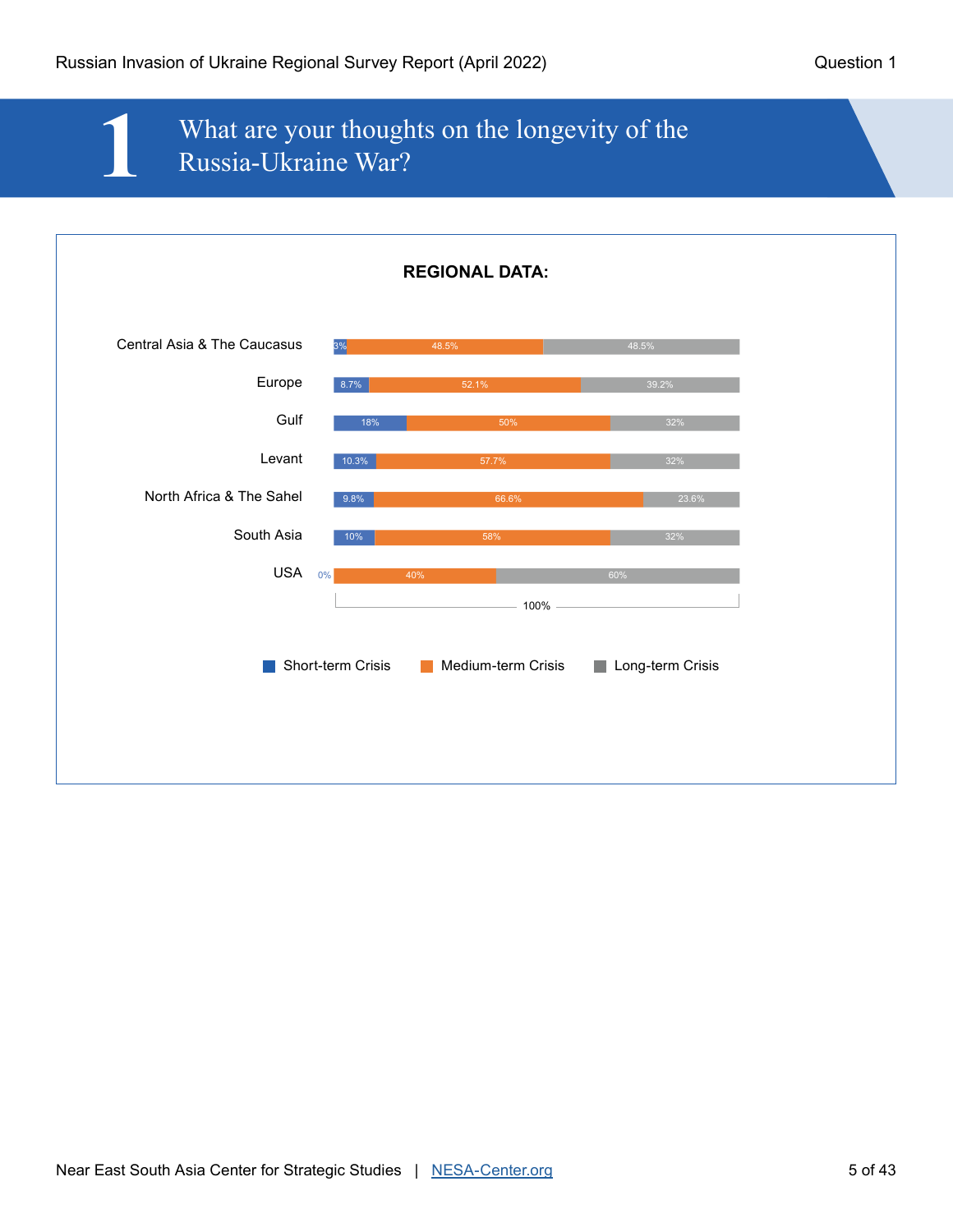# 1 What are your thoughts on the longevity of the Russia-Ukraine War?

**REGIONAL DATA:**

| Region | Short-term Crisis | Medium-term Crisis | Long-term Crisis |
|---|---|---|---|
| Central Asia & The Caucasus | 3% | 48.5% | 48.5% |
| Europe | 8.7% | 52.1% | 39.2% |
| Gulf | 18% | 50% | 32% |
| Levant | 10.3% | 57.7% | 32% |
| North Africa & The Sahel | 9.8% | 66.6% | 23.6% |
| South Asia | 10% | 58% | 32% |
| USA | 0% | 40% | 60% |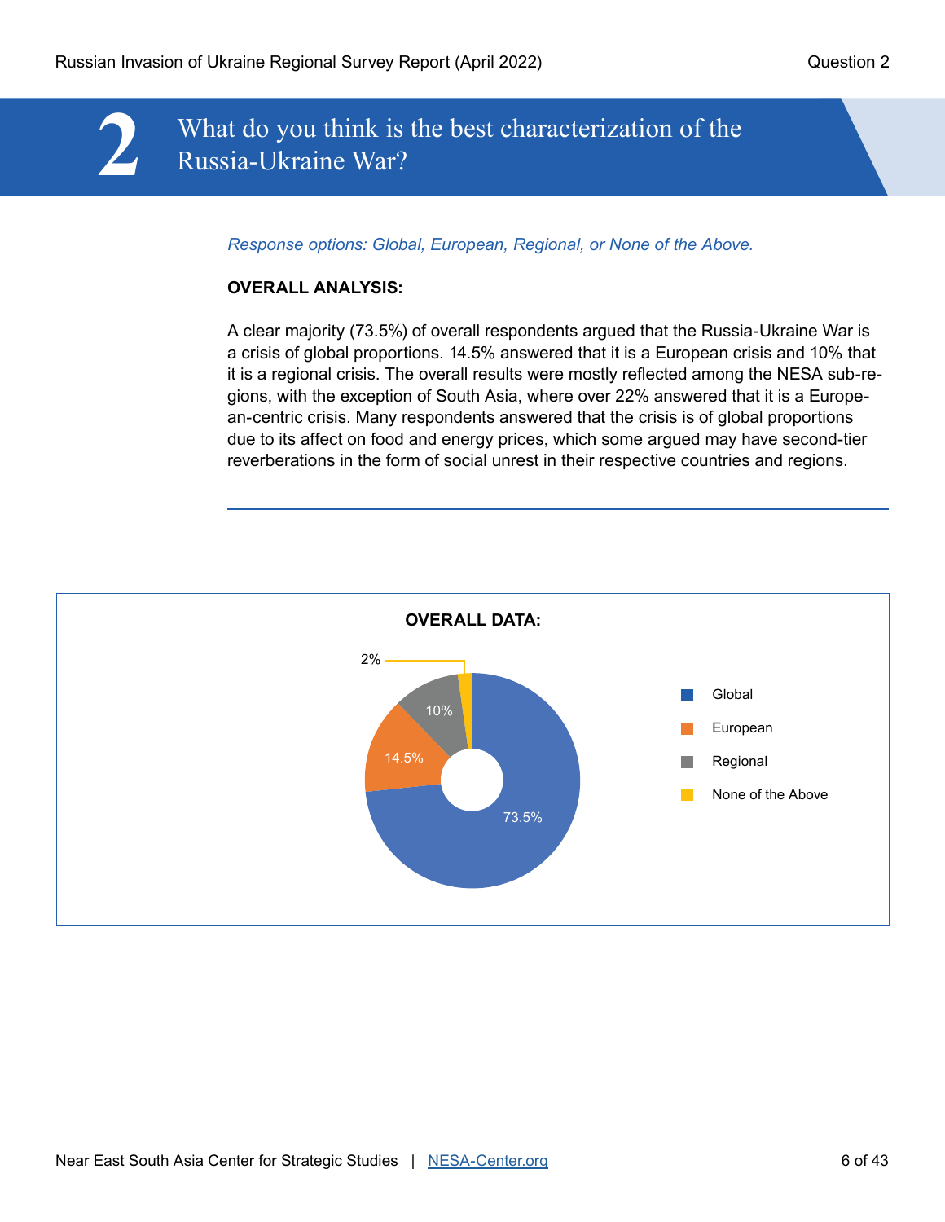# 2 What do you think is the best characterization of the Russia-Ukraine War?

*Response options: Global, European, Regional, or None of the Above.*

**OVERALL ANALYSIS:**

A clear majority (73.5%) of overall respondents argued that the Russia-Ukraine War is a crisis of global proportions. 14.5% answered that it is a European crisis and 10% that it is a regional crisis. The overall results were mostly reflected among the NESA sub-regions, with the exception of South Asia, where over 22% answered that it is a European-centric crisis. Many respondents answered that the crisis is of global proportions due to its affect on food and energy prices, which some argued may have second-tier reverberations in the form of social unrest in their respective countries and regions.

**OVERALL DATA:**

| Response | Percentage |
|---|---|
| Global | 73.5% |
| European | 14.5% |
| Regional | 10% |
| None of the Above | 2% |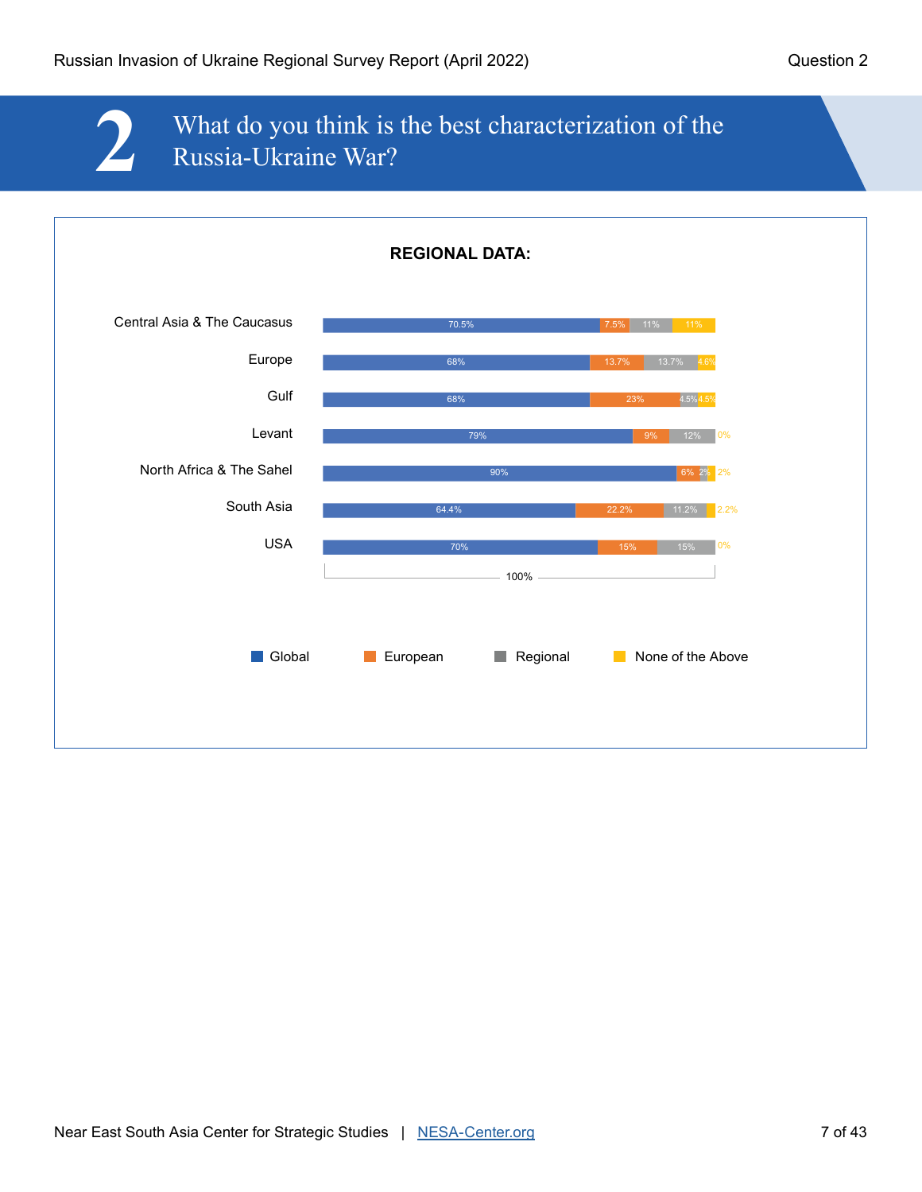# 2 What do you think is the best characterization of the Russia-Ukraine War?

**REGIONAL DATA:**

| Region | Global | European | Regional | None of the Above |
|---|---|---|---|---|
| Central Asia & The Caucasus | 70.5% | 7.5% | 11% | 11% |
| Europe | 68% | 13.7% | 13.7% | 4.6% |
| Gulf | 68% | 23% | 4.5% | 4.5% |
| Levant | 79% | 9% | 12% | 0% |
| North Africa & The Sahel | 90% | 6% | 2% | 2% |
| South Asia | 64.4% | 22.2% | 11.2% | 2.2% |
| USA | 70% | 15% | 15% | 0% |

100%

Global | European | Regional | None of the Above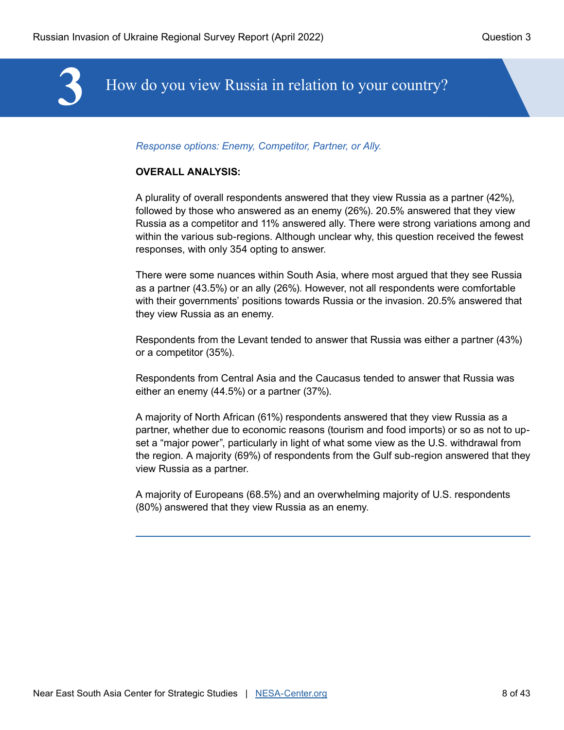# 3 How do you view Russia in relation to your country?

*Response options: Enemy, Competitor, Partner, or Ally.*

**OVERALL ANALYSIS:**

A plurality of overall respondents answered that they view Russia as a partner (42%), followed by those who answered as an enemy (26%). 20.5% answered that they view Russia as a competitor and 11% answered ally. There were strong variations among and within the various sub-regions. Although unclear why, this question received the fewest responses, with only 354 opting to answer.

There were some nuances within South Asia, where most argued that they see Russia as a partner (43.5%) or an ally (26%). However, not all respondents were comfortable with their governments' positions towards Russia or the invasion. 20.5% answered that they view Russia as an enemy.

Respondents from the Levant tended to answer that Russia was either a partner (43%) or a competitor (35%).

Respondents from Central Asia and the Caucasus tended to answer that Russia was either an enemy (44.5%) or a partner (37%).

A majority of North African (61%) respondents answered that they view Russia as a partner, whether due to economic reasons (tourism and food imports) or so as not to upset a "major power", particularly in light of what some view as the U.S. withdrawal from the region. A majority (69%) of respondents from the Gulf sub-region answered that they view Russia as a partner.

A majority of Europeans (68.5%) and an overwhelming majority of U.S. respondents (80%) answered that they view Russia as an enemy.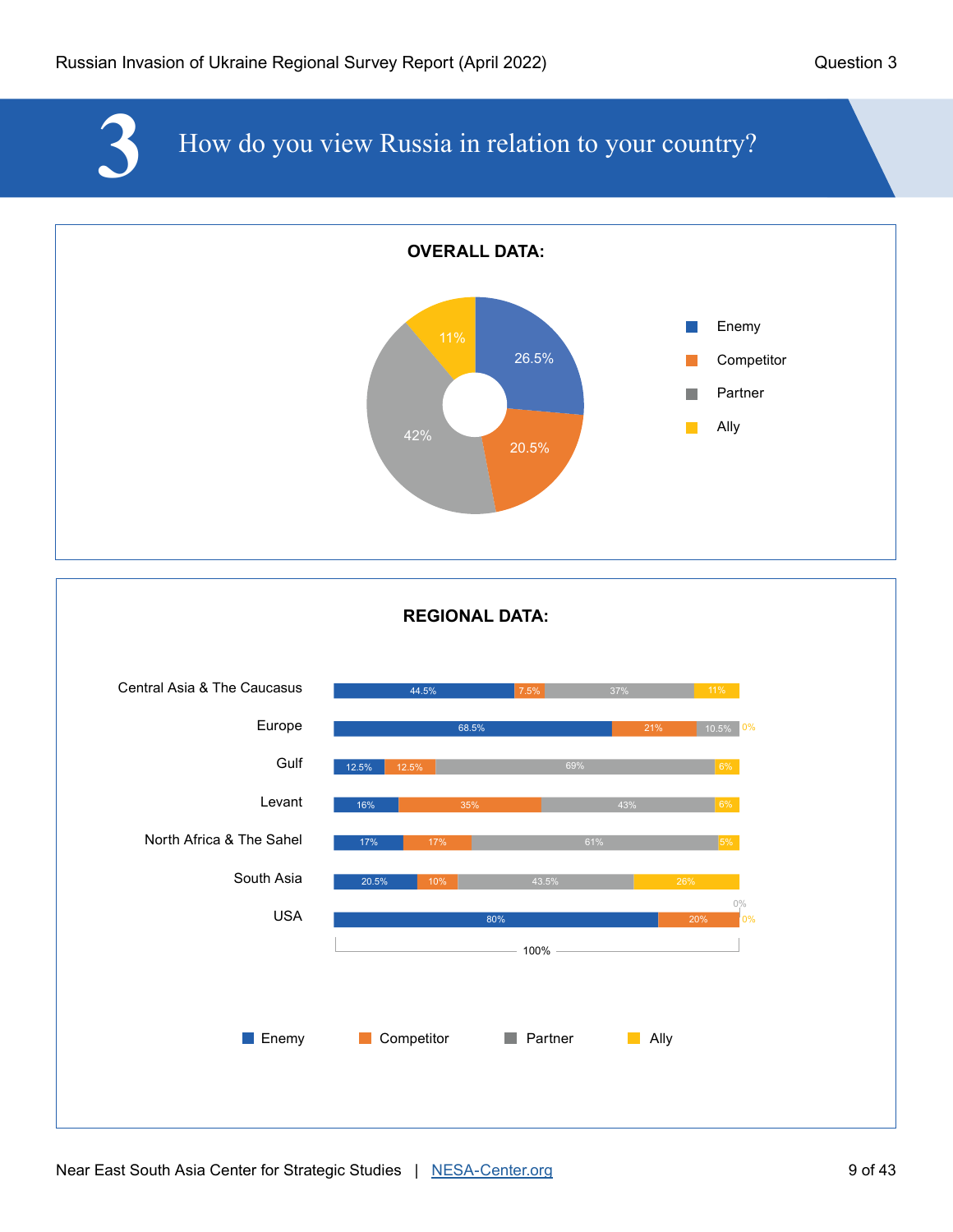# 3 How do you view Russia in relation to your country?

**OVERALL DATA:**

| Response | Percentage |
|---|---|
| Enemy | 26.5% |
| Competitor | 20.5% |
| Partner | 42% |
| Ally | 11% |

**REGIONAL DATA:**

| Region | Enemy | Competitor | Partner | Ally |
|---|---|---|---|---|
| Central Asia & The Caucasus | 44.5% | 7.5% | 37% | 11% |
| Europe | 68.5% | 21% | 10.5% | 0% |
| Gulf | 12.5% | 12.5% | 69% | 6% |
| Levant | 16% | 35% | 43% | 6% |
| North Africa & The Sahel | 17% | 17% | 61% | 5% |
| South Asia | 20.5% | 10% | 43.5% | 26% |
| USA | 80% | 20% | 0% | 0% |

100%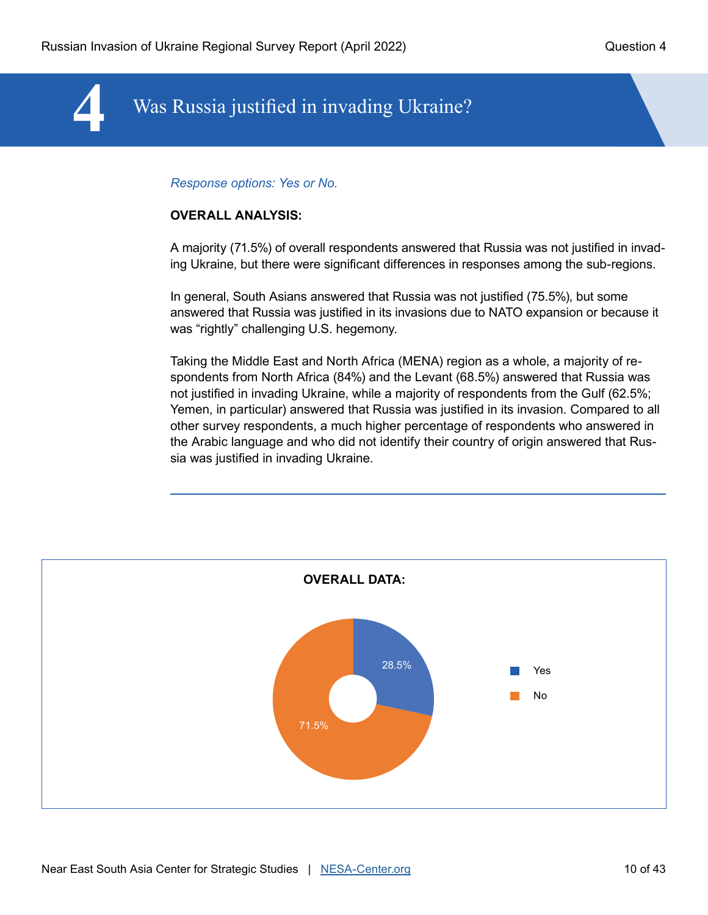# 4 Was Russia justified in invading Ukraine?

*Response options: Yes or No.*

**OVERALL ANALYSIS:**

A majority (71.5%) of overall respondents answered that Russia was not justified in invading Ukraine, but there were significant differences in responses among the sub-regions.

In general, South Asians answered that Russia was not justified (75.5%), but some answered that Russia was justified in its invasions due to NATO expansion or because it was "rightly" challenging U.S. hegemony.

Taking the Middle East and North Africa (MENA) region as a whole, a majority of respondents from North Africa (84%) and the Levant (68.5%) answered that Russia was not justified in invading Ukraine, while a majority of respondents from the Gulf (62.5%; Yemen, in particular) answered that Russia was justified in its invasion. Compared to all other survey respondents, a much higher percentage of respondents who answered in the Arabic language and who did not identify their country of origin answered that Russia was justified in invading Ukraine.

---

**OVERALL DATA:**

| Response | Percentage |
| --- | --- |
| Yes | 28.5% |
| No | 71.5% |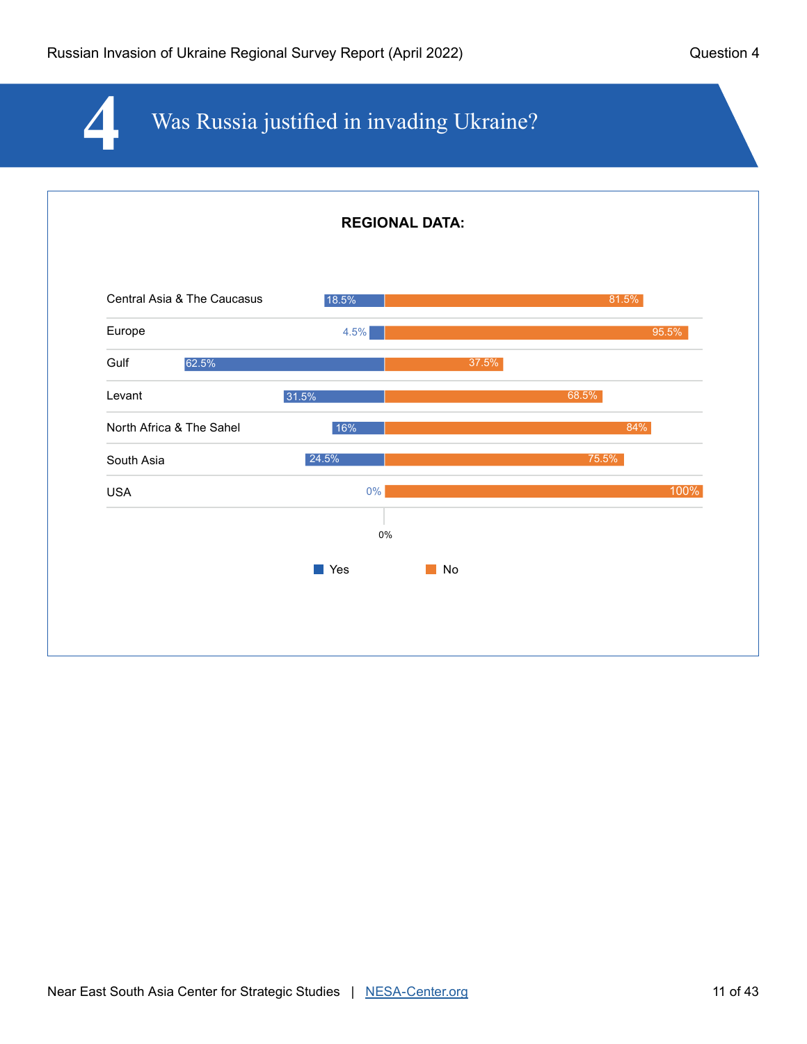# 4 Was Russia justified in invading Ukraine?

**REGIONAL DATA:**

| Region | Yes | No |
|---|---|---|
| Central Asia & The Caucasus | 18.5% | 81.5% |
| Europe | 4.5% | 95.5% |
| Gulf | 62.5% | 37.5% |
| Levant | 31.5% | 68.5% |
| North Africa & The Sahel | 16% | 84% |
| South Asia | 24.5% | 75.5% |
| USA | 0% | 100% |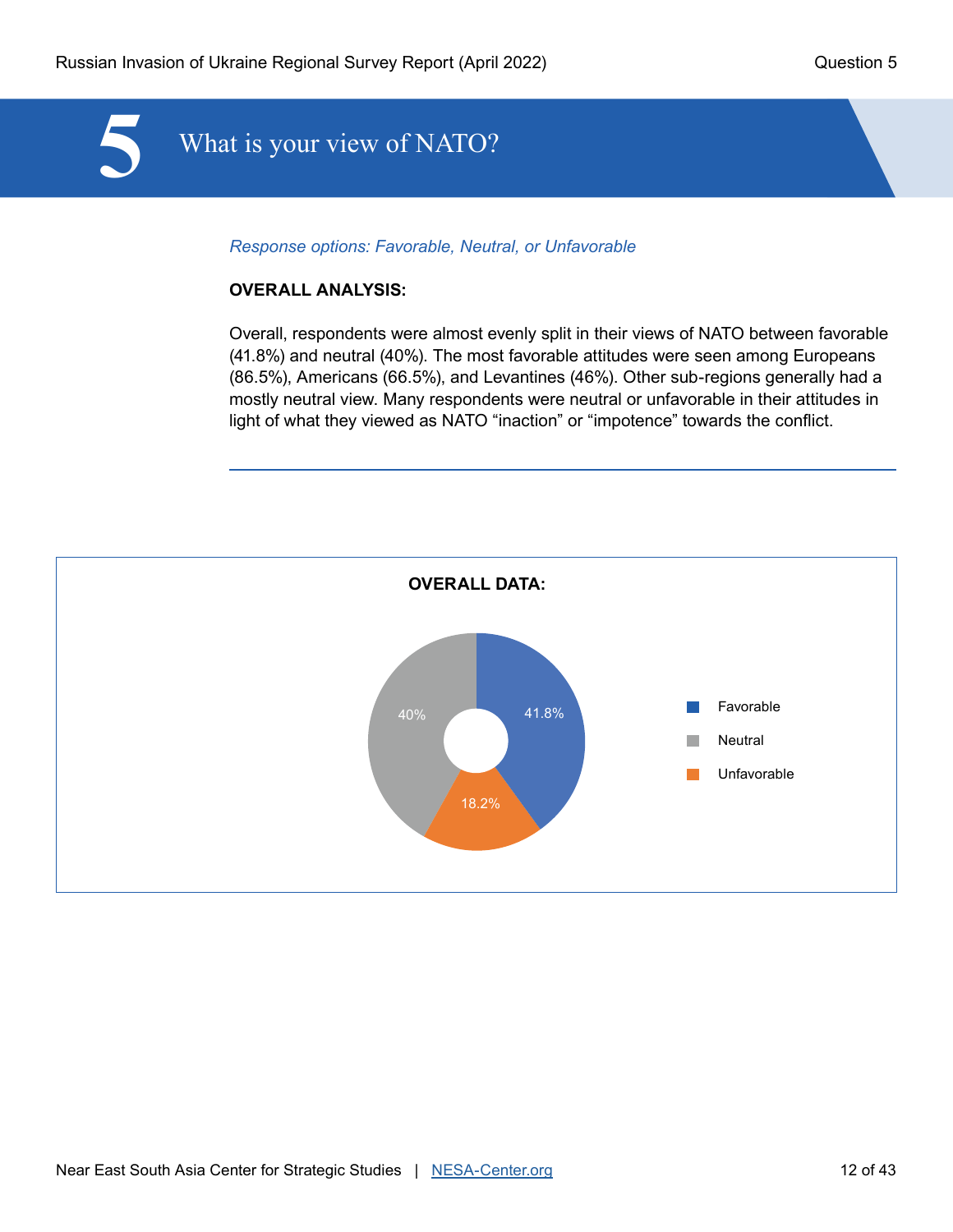# 5 What is your view of NATO?

*Response options: Favorable, Neutral, or Unfavorable*

**OVERALL ANALYSIS:**

Overall, respondents were almost evenly split in their views of NATO between favorable (41.8%) and neutral (40%). The most favorable attitudes were seen among Europeans (86.5%), Americans (66.5%), and Levantines (46%). Other sub-regions generally had a mostly neutral view. Many respondents were neutral or unfavorable in their attitudes in light of what they viewed as NATO "inaction" or "impotence" towards the conflict.

---

**OVERALL DATA:**

| Response | Percentage |
| --- | --- |
| Favorable | 41.8% |
| Neutral | 40% |
| Unfavorable | 18.2% |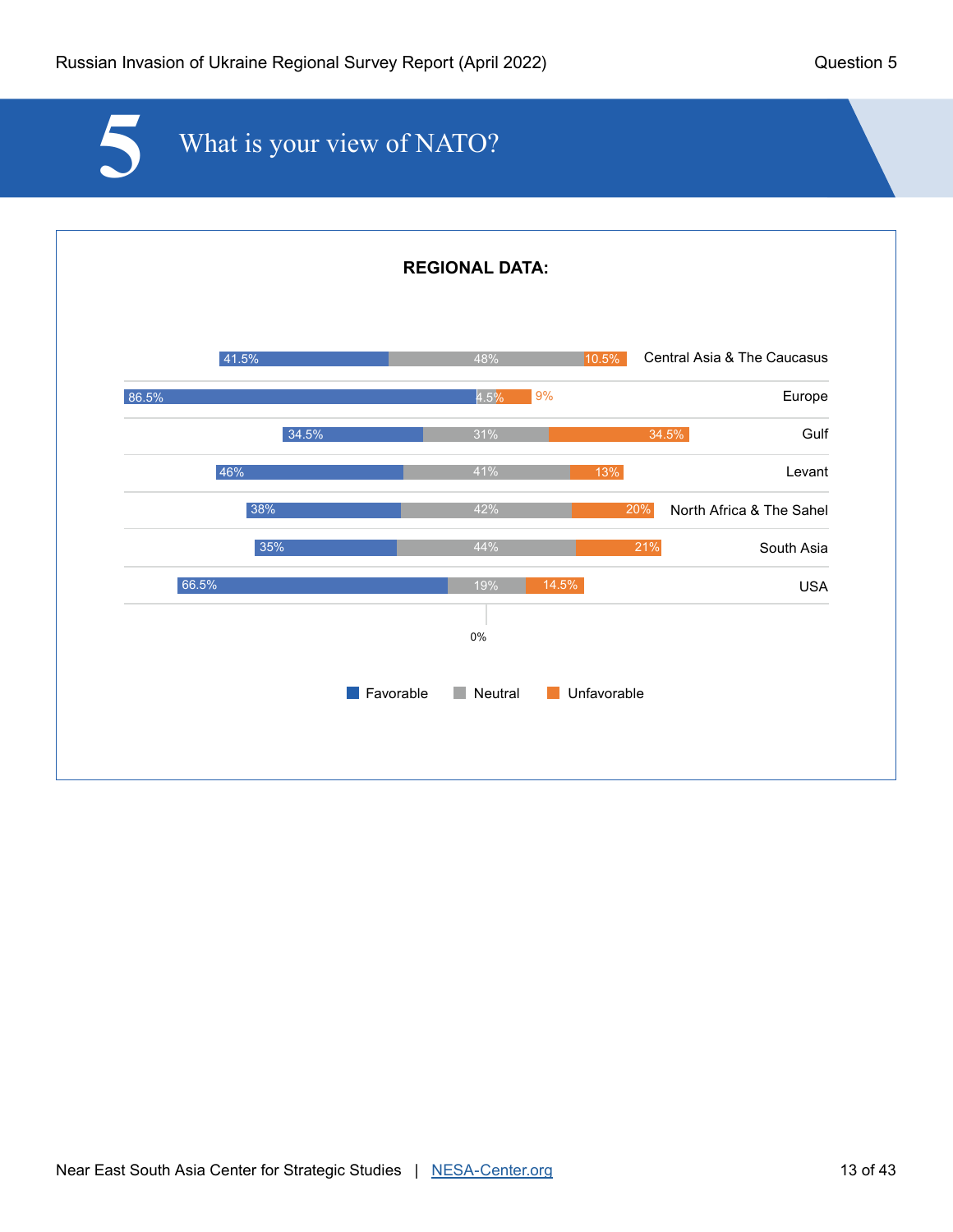# 5 What is your view of NATO?

**REGIONAL DATA:**

| Region | Favorable | Neutral | Unfavorable |
|---|---|---|---|
| Central Asia & The Caucasus | 41.5% | 48% | 10.5% |
| Europe | 86.5% | 4.5% | 9% |
| Gulf | 34.5% | 31% | 34.5% |
| Levant | 46% | 41% | 13% |
| North Africa & The Sahel | 38% | 42% | 20% |
| South Asia | 35% | 44% | 21% |
| USA | 66.5% | 19% | 14.5% |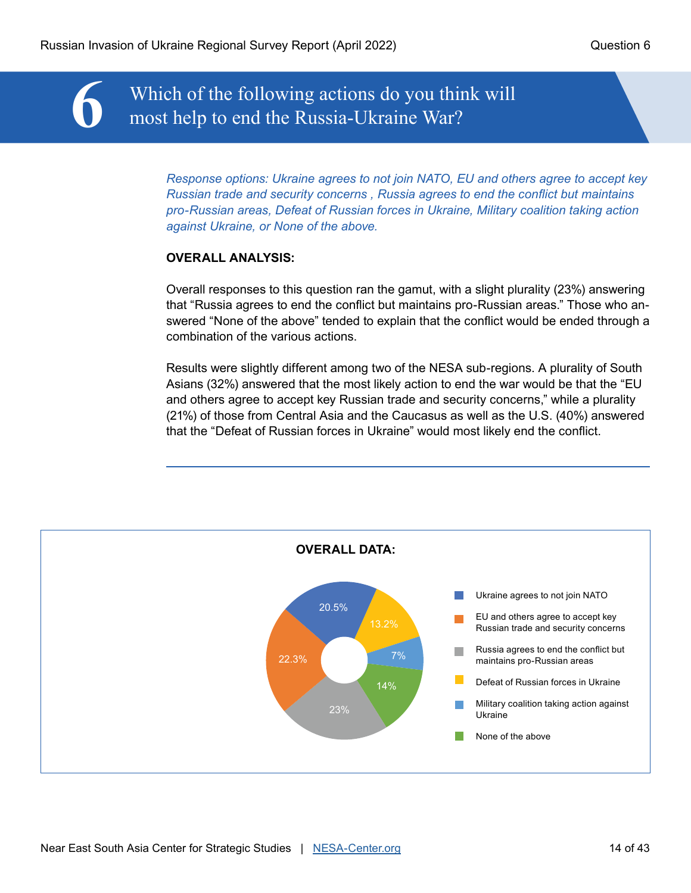# 6 Which of the following actions do you think will most help to end the Russia-Ukraine War?

*Response options: Ukraine agrees to not join NATO, EU and others agree to accept key Russian trade and security concerns , Russia agrees to end the conflict but maintains pro-Russian areas, Defeat of Russian forces in Ukraine, Military coalition taking action against Ukraine, or None of the above.*

**OVERALL ANALYSIS:**

Overall responses to this question ran the gamut, with a slight plurality (23%) answering that "Russia agrees to end the conflict but maintains pro-Russian areas." Those who answered "None of the above" tended to explain that the conflict would be ended through a combination of the various actions.

Results were slightly different among two of the NESA sub-regions. A plurality of South Asians (32%) answered that the most likely action to end the war would be that the "EU and others agree to accept key Russian trade and security concerns," while a plurality (21%) of those from Central Asia and the Caucasus as well as the U.S. (40%) answered that the "Defeat of Russian forces in Ukraine" would most likely end the conflict.

---

**OVERALL DATA:**

| Response | Percentage |
|---|---|
| Ukraine agrees to not join NATO | 20.5% |
| EU and others agree to accept key Russian trade and security concerns | 22.3% |
| Russia agrees to end the conflict but maintains pro-Russian areas | 23% |
| Defeat of Russian forces in Ukraine | 13.2% |
| Military coalition taking action against Ukraine | 7% |
| None of the above | 14% |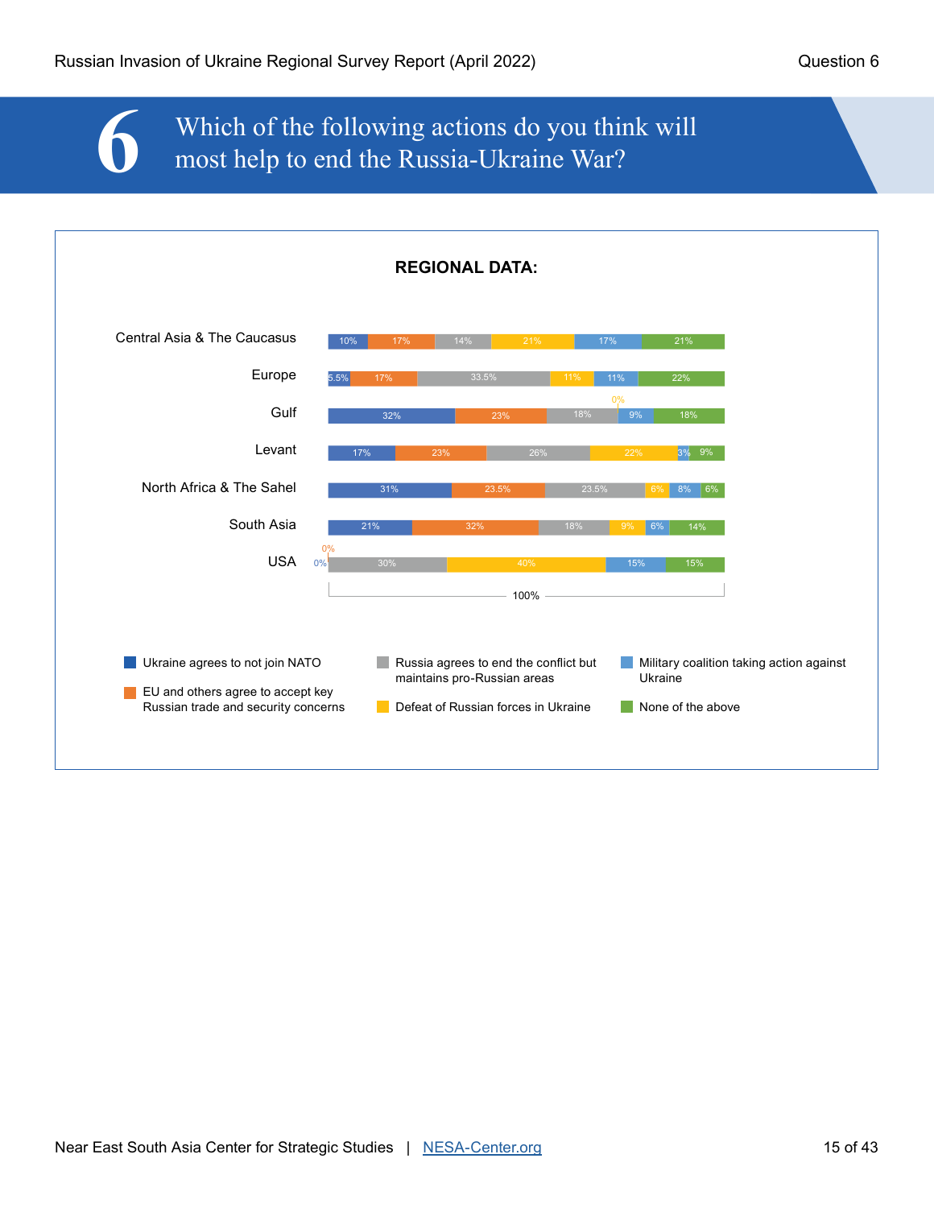## 6 Which of the following actions do you think will most help to end the Russia-Ukraine War?

**REGIONAL DATA:**

| Region | Ukraine agrees to not join NATO | EU and others agree to accept key Russian trade and security concerns | Russia agrees to end the conflict but maintains pro-Russian areas | Defeat of Russian forces in Ukraine | Military coalition taking action against Ukraine | None of the above |
|---|---|---|---|---|---|---|
| Central Asia & The Caucasus | 10% | 17% | 14% | 21% | 17% | 21% |
| Europe | 5.5% | 17% | 33.5% | 11% | 11% | 22% |
| Gulf | 32% | 23% | 18% | 0% | 9% | 18% |
| Levant | 17% | 23% | 26% | 22% | 3% | 9% |
| North Africa & The Sahel | 31% | 23.5% | 23.5% | 6% | 8% | 6% |
| South Asia | 21% | 32% | 18% | 9% | 6% | 14% |
| USA | 0% | 0% | 30% | 40% | 15% | 15% |

100%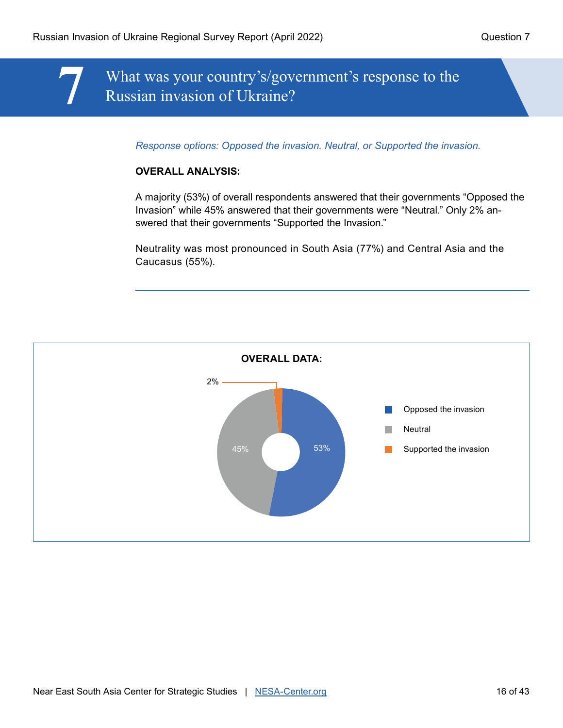# 7 What was your country's/government's response to the Russian invasion of Ukraine?

*Response options: Opposed the invasion. Neutral, or Supported the invasion.*

**OVERALL ANALYSIS:**

A majority (53%) of overall respondents answered that their governments "Opposed the Invasion" while 45% answered that their governments were "Neutral." Only 2% answered that their governments "Supported the Invasion."

Neutrality was most pronounced in South Asia (77%) and Central Asia and the Caucasus (55%).

**OVERALL DATA:**

| Response | Percentage |
| --- | --- |
| Opposed the invasion | 53% |
| Neutral | 45% |
| Supported the invasion | 2% |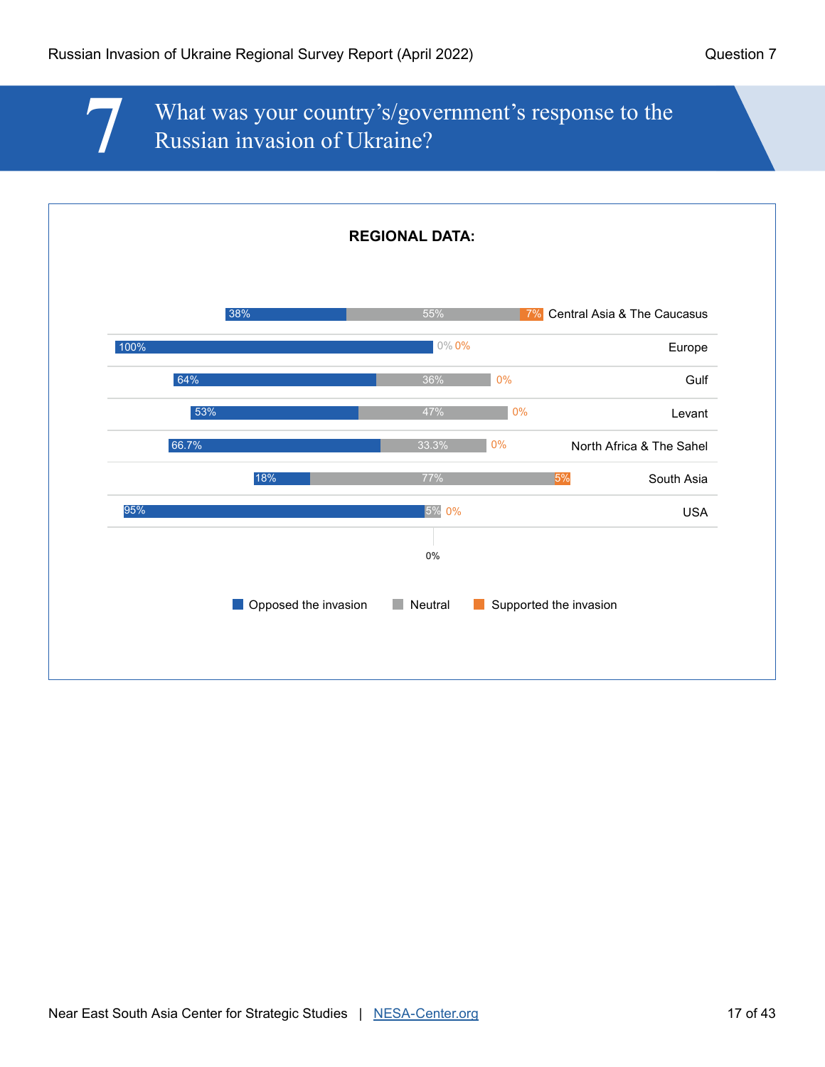# 7 What was your country's/government's response to the Russian invasion of Ukraine?

**REGIONAL DATA:**

| Region | Opposed the invasion | Neutral | Supported the invasion |
|---|---|---|---|
| Central Asia & The Caucasus | 38% | 55% | 7% |
| Europe | 100% | 0% | 0% |
| Gulf | 64% | 36% | 0% |
| Levant | 53% | 47% | 0% |
| North Africa & The Sahel | 66.7% | 33.3% | 0% |
| South Asia | 18% | 77% | 5% |
| USA | 95% | 5% | 0% |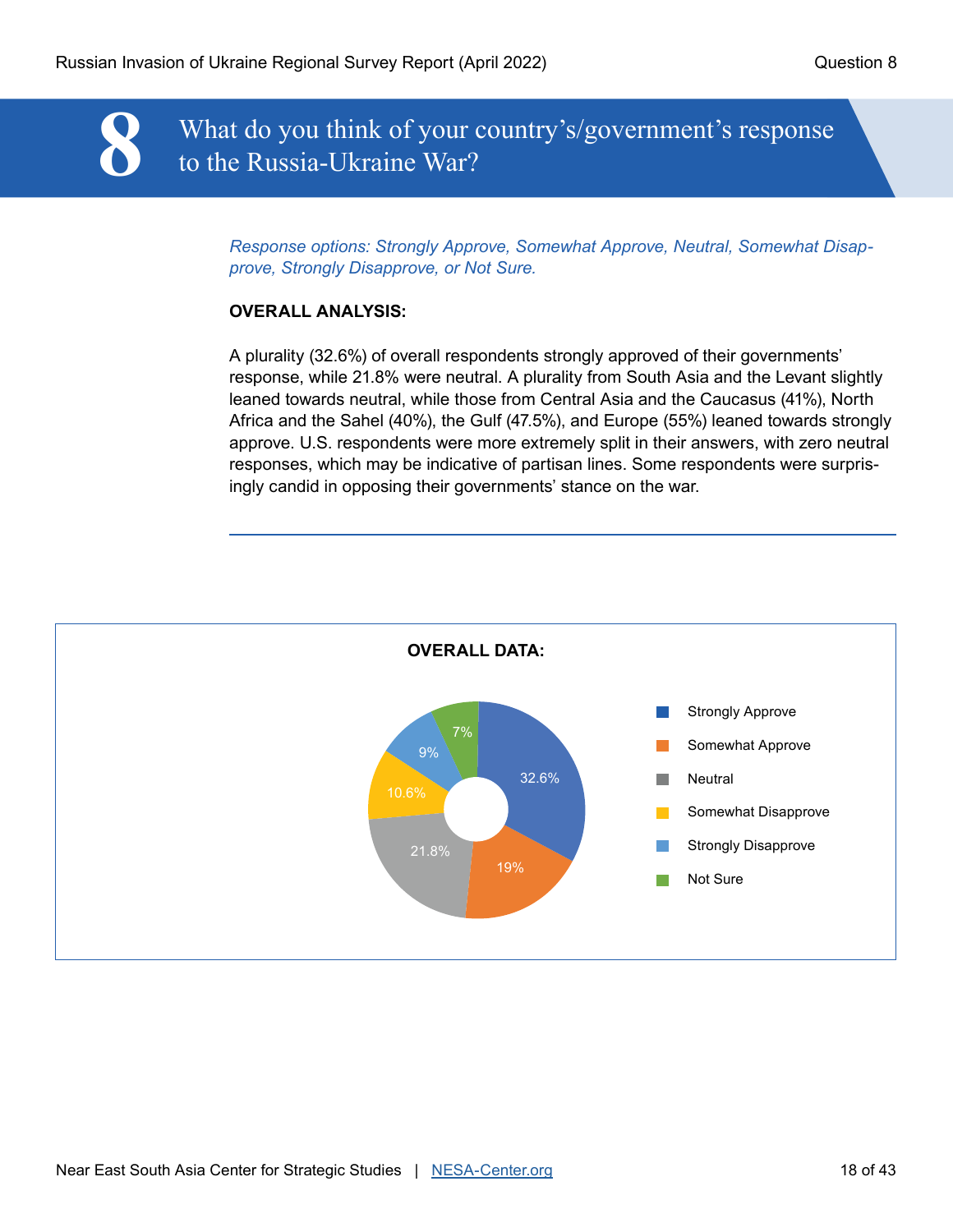# 8 What do you think of your country's/government's response to the Russia-Ukraine War?

*Response options: Strongly Approve, Somewhat Approve, Neutral, Somewhat Disapprove, Strongly Disapprove, or Not Sure.*

**OVERALL ANALYSIS:**

A plurality (32.6%) of overall respondents strongly approved of their governments' response, while 21.8% were neutral. A plurality from South Asia and the Levant slightly leaned towards neutral, while those from Central Asia and the Caucasus (41%), North Africa and the Sahel (40%), the Gulf (47.5%), and Europe (55%) leaned towards strongly approve. U.S. respondents were more extremely split in their answers, with zero neutral responses, which may be indicative of partisan lines. Some respondents were surprisingly candid in opposing their governments' stance on the war.

---

**OVERALL DATA:**

| Response | Percentage |
|---|---|
| Strongly Approve | 32.6% |
| Somewhat Approve | 19% |
| Neutral | 21.8% |
| Somewhat Disapprove | 10.6% |
| Strongly Disapprove | 9% |
| Not Sure | 7% |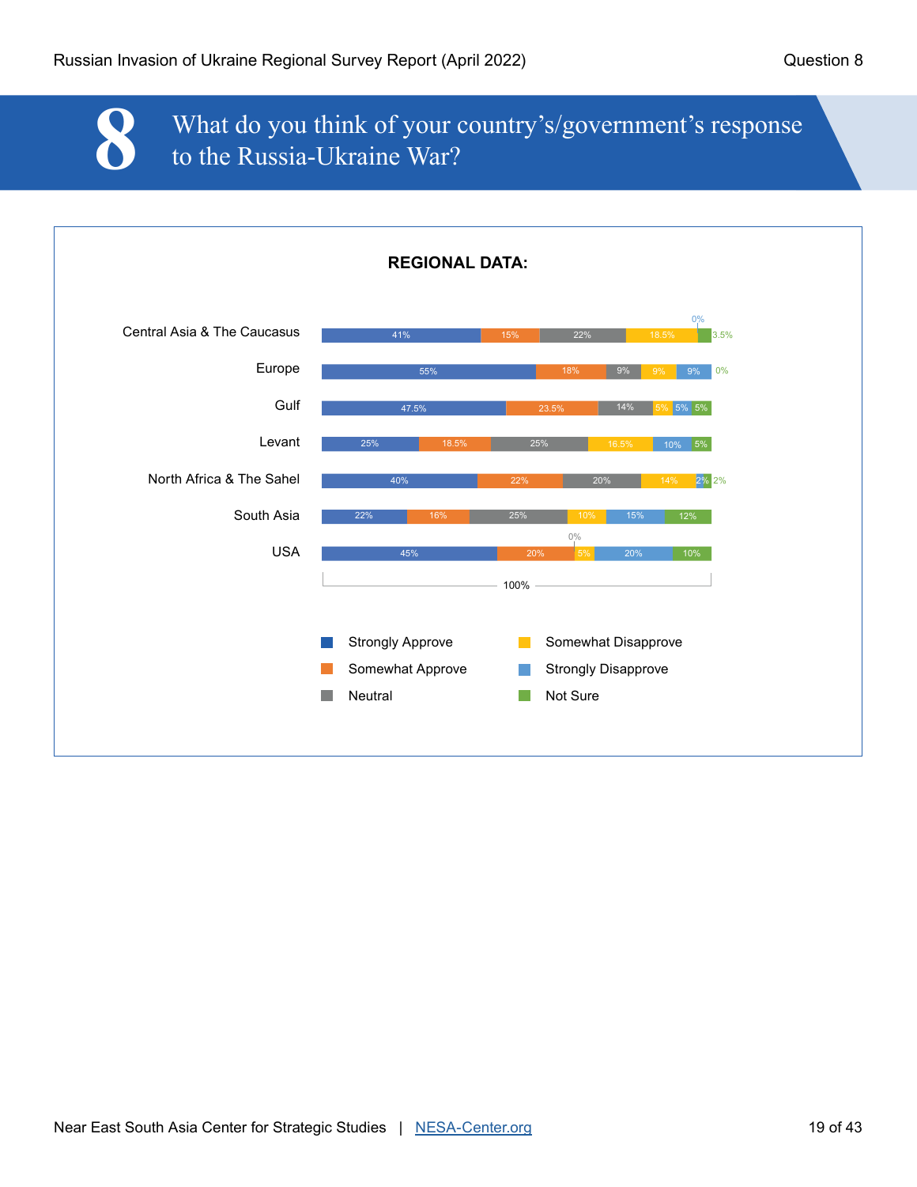# 8 What do you think of your country's/government's response to the Russia-Ukraine War?

**REGIONAL DATA:**

| Region | Strongly Approve | Somewhat Approve | Neutral | Somewhat Disapprove | Strongly Disapprove | Not Sure |
|---|---|---|---|---|---|---|
| Central Asia & The Caucasus | 41% | 15% | 22% | 18.5% | 0% | 3.5% |
| Europe | 55% | 18% | 9% | 9% | 9% | 0% |
| Gulf | 47.5% | 23.5% | 14% | 5% | 5% | 5% |
| Levant | 25% | 18.5% | 25% | 16.5% | 10% | 5% |
| North Africa & The Sahel | 40% | 22% | 20% | 14% | 2% | 2% |
| South Asia | 22% | 16% | 25% | 10% | 15% | 12% |
| USA | 45% | 20% | 0% | 5% | 20% | 10% |

100%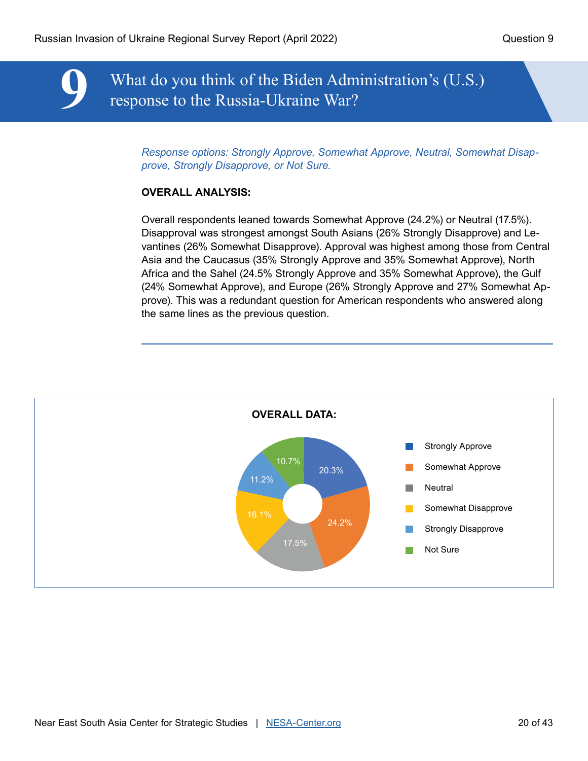# 9 What do you think of the Biden Administration's (U.S.) response to the Russia-Ukraine War?

*Response options: Strongly Approve, Somewhat Approve, Neutral, Somewhat Disapprove, Strongly Disapprove, or Not Sure.*

**OVERALL ANALYSIS:**

Overall respondents leaned towards Somewhat Approve (24.2%) or Neutral (17.5%). Disapproval was strongest amongst South Asians (26% Strongly Disapprove) and Levantines (26% Somewhat Disapprove). Approval was highest among those from Central Asia and the Caucasus (35% Strongly Approve and 35% Somewhat Approve), North Africa and the Sahel (24.5% Strongly Approve and 35% Somewhat Approve), the Gulf (24% Somewhat Approve), and Europe (26% Strongly Approve and 27% Somewhat Approve). This was a redundant question for American respondents who answered along the same lines as the previous question.

---

**OVERALL DATA:**

| Response | Percentage |
|---|---|
| Strongly Approve | 20.3% |
| Somewhat Approve | 24.2% |
| Neutral | 17.5% |
| Somewhat Disapprove | 16.1% |
| Strongly Disapprove | 11.2% |
| Not Sure | 10.7% |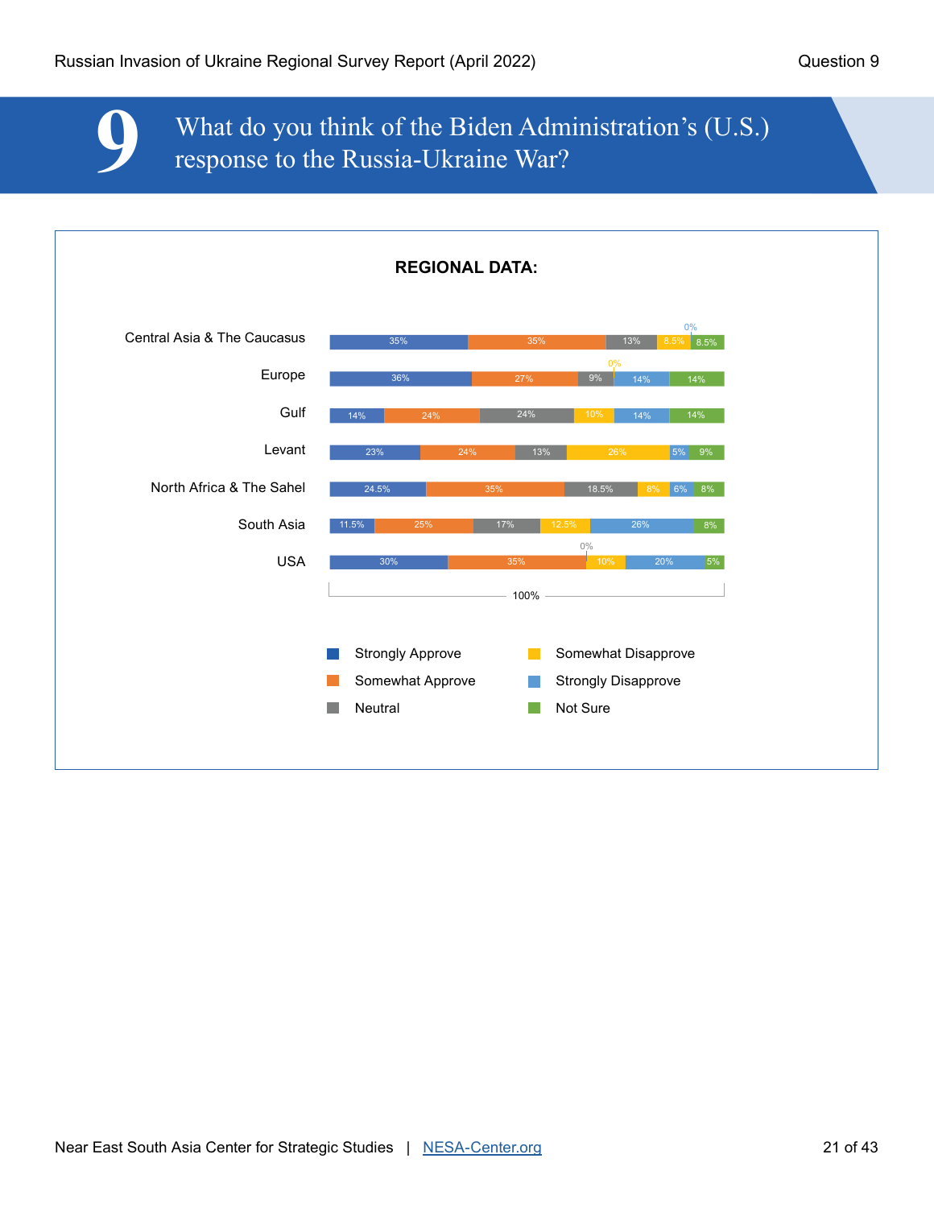# 9 What do you think of the Biden Administration's (U.S.) response to the Russia-Ukraine War?

**REGIONAL DATA:**

| Region | Strongly Approve | Somewhat Approve | Neutral | Somewhat Disapprove | Strongly Disapprove | Not Sure |
|---|---|---|---|---|---|---|
| Central Asia & The Caucasus | 35% | 35% | 13% | 8.5% | 0% | 8.5% |
| Europe | 36% | 27% | 9% | 0% | 14% | 14% |
| Gulf | 14% | 24% | 24% | 10% | 14% | 14% |
| Levant | 23% | 24% | 13% | 26% | 5% | 9% |
| North Africa & The Sahel | 24.5% | 35% | 18.5% | 8% | 6% | 8% |
| South Asia | 11.5% | 25% | 17% | 12.5% | 26% | 8% |
| USA | 30% | 35% | 0% | 10% | 20% | 5% |

100%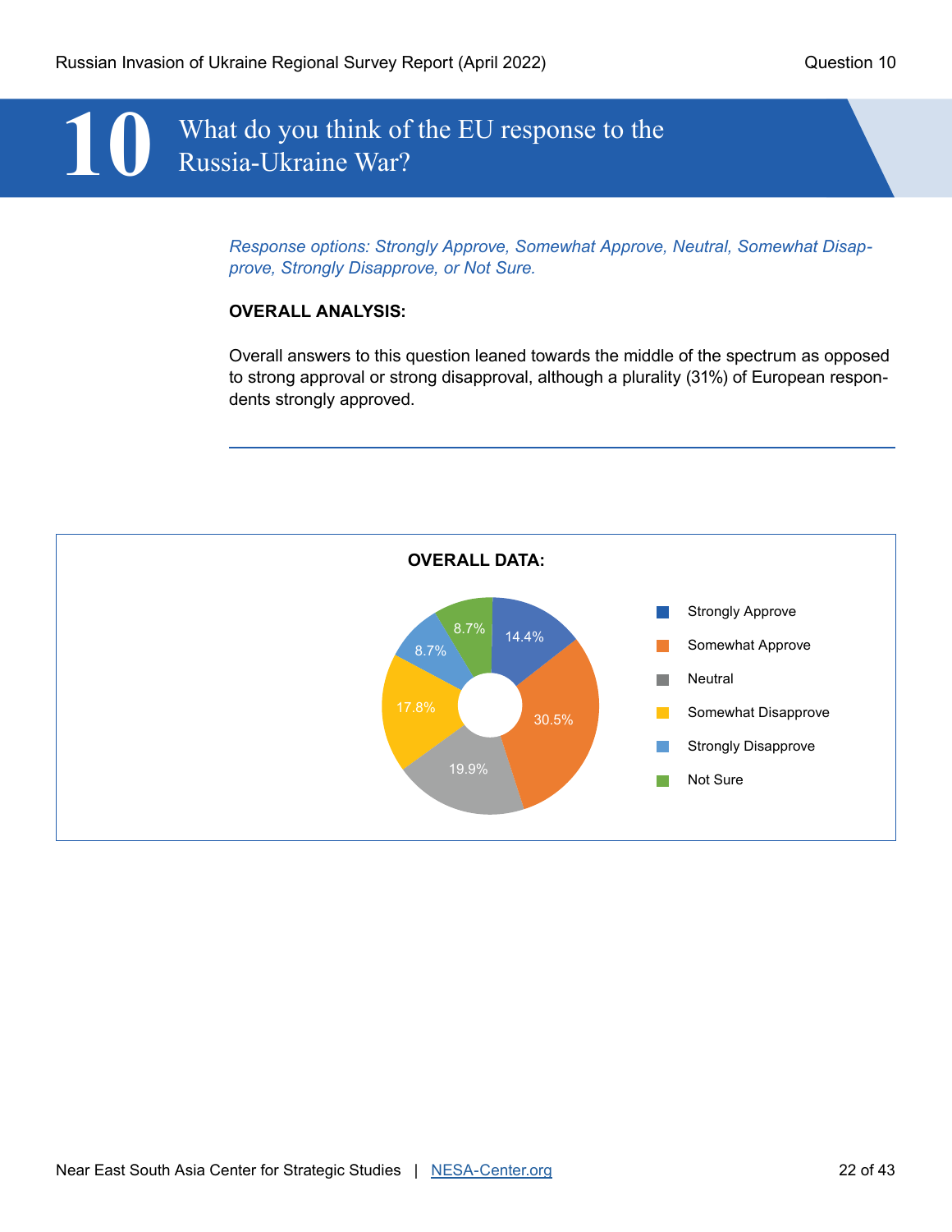# 10 What do you think of the EU response to the Russia-Ukraine War?

*Response options: Strongly Approve, Somewhat Approve, Neutral, Somewhat Disapprove, Strongly Disapprove, or Not Sure.*

**OVERALL ANALYSIS:**

Overall answers to this question leaned towards the middle of the spectrum as opposed to strong approval or strong disapproval, although a plurality (31%) of European respondents strongly approved.

---

**OVERALL DATA:**

| Response | Percentage |
|---|---|
| Strongly Approve | 14.4% |
| Somewhat Approve | 30.5% |
| Neutral | 19.9% |
| Somewhat Disapprove | 17.8% |
| Strongly Disapprove | 8.7% |
| Not Sure | 8.7% |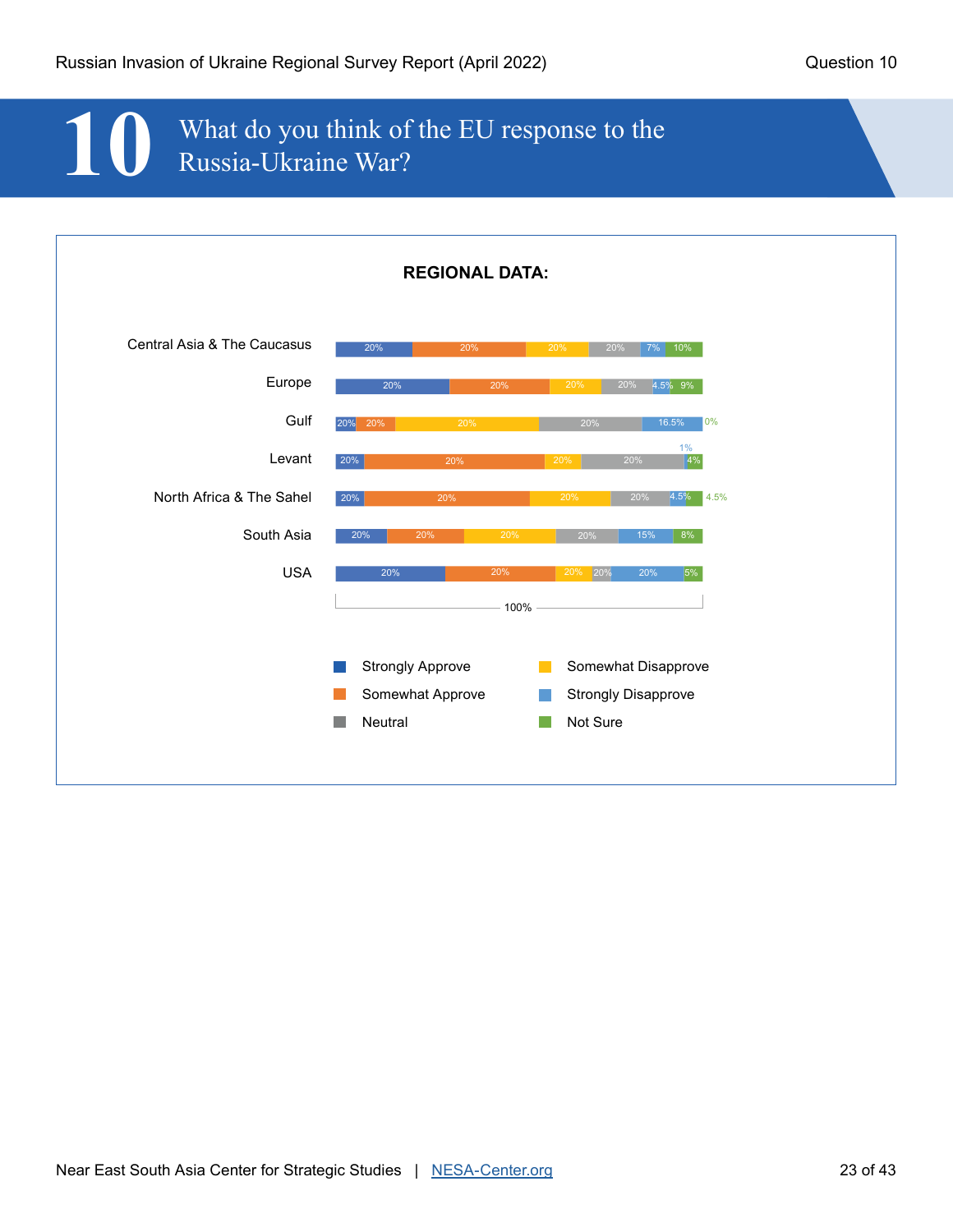# 10 What do you think of the EU response to the Russia-Ukraine War?

**REGIONAL DATA:**

| Region | Strongly Approve | Somewhat Approve | Somewhat Disapprove | Neutral | Strongly Disapprove | Not Sure |
|---|---|---|---|---|---|---|
| Central Asia & The Caucasus | 20% | 20% | 20% | 20% | 7% | 10% |
| Europe | 20% | 20% | 20% | 20% | 4.5% | 9% |
| Gulf | 20% | 20% | 20% | 20% | 16.5% | 0% |
| Levant | 20% | 20% | 20% | 20% | 1% | 4% |
| North Africa & The Sahel | 20% | 20% | 20% | 20% | 4.5% | 4.5% |
| South Asia | 20% | 20% | 20% | 20% | 15% | 8% |
| USA | 20% | 20% | 20% | 20% | 20% | 5% |

100%

- Strongly Approve
- Somewhat Approve
- Neutral
- Somewhat Disapprove
- Strongly Disapprove
- Not Sure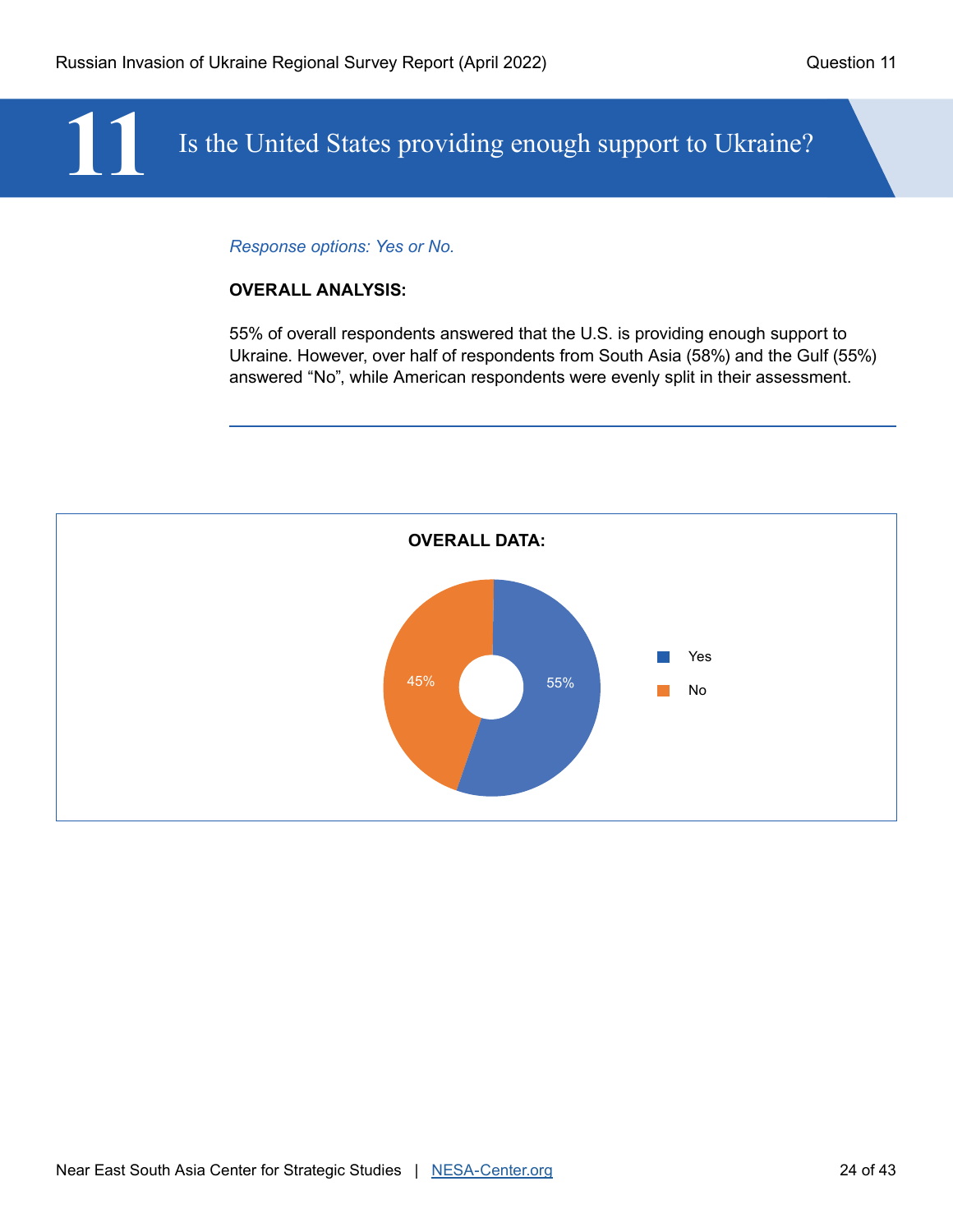# 11 Is the United States providing enough support to Ukraine?

*Response options: Yes or No.*

**OVERALL ANALYSIS:**

55% of overall respondents answered that the U.S. is providing enough support to Ukraine. However, over half of respondents from South Asia (58%) and the Gulf (55%) answered "No", while American respondents were evenly split in their assessment.

---

**OVERALL DATA:**

| Response | Percentage |
| --- | --- |
| Yes | 55% |
| No | 45% |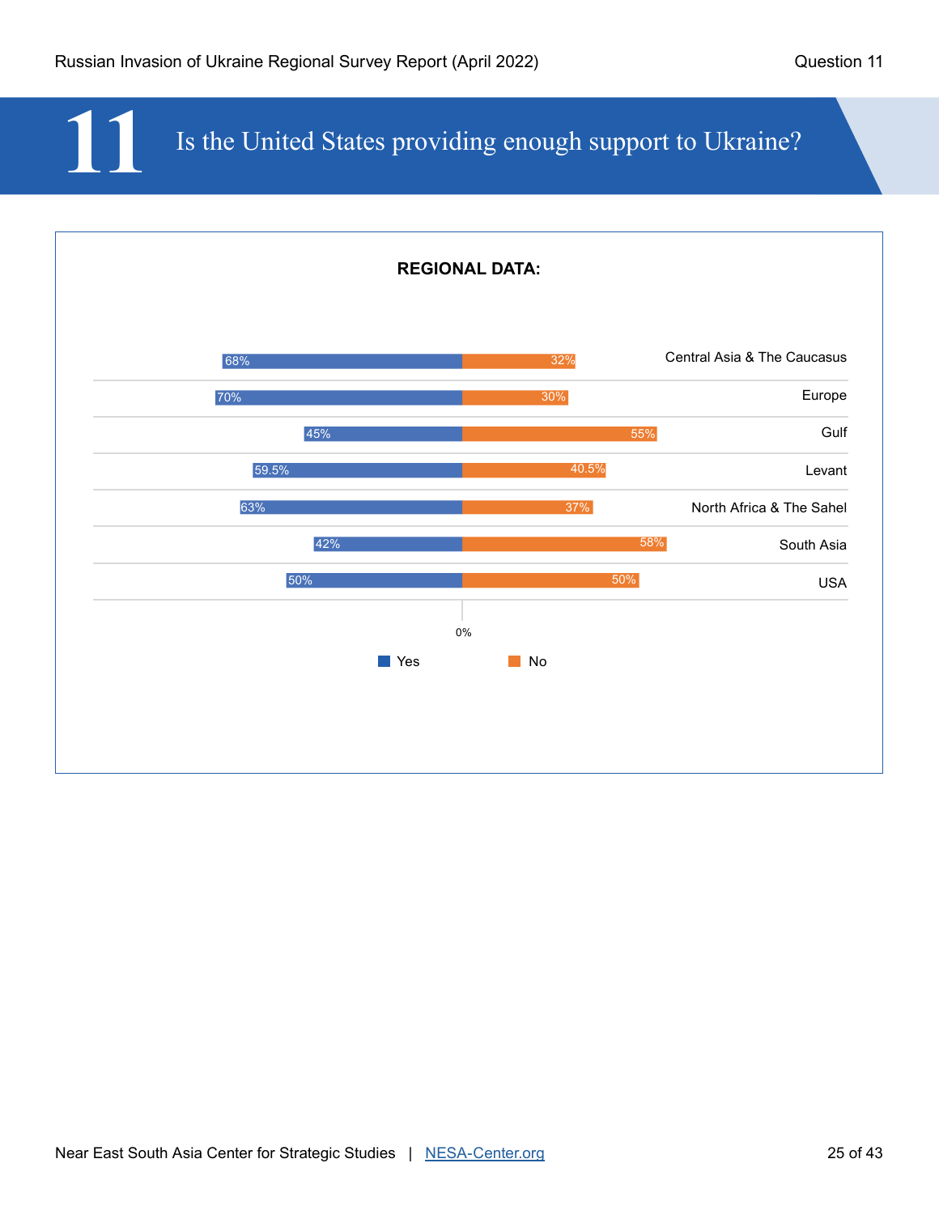# 11 Is the United States providing enough support to Ukraine?

**REGIONAL DATA:**

| Region | Yes | No |
|---|---|---|
| Central Asia & The Caucasus | 68% | 32% |
| Europe | 70% | 30% |
| Gulf | 45% | 55% |
| Levant | 59.5% | 40.5% |
| North Africa & The Sahel | 63% | 37% |
| South Asia | 42% | 58% |
| USA | 50% | 50% |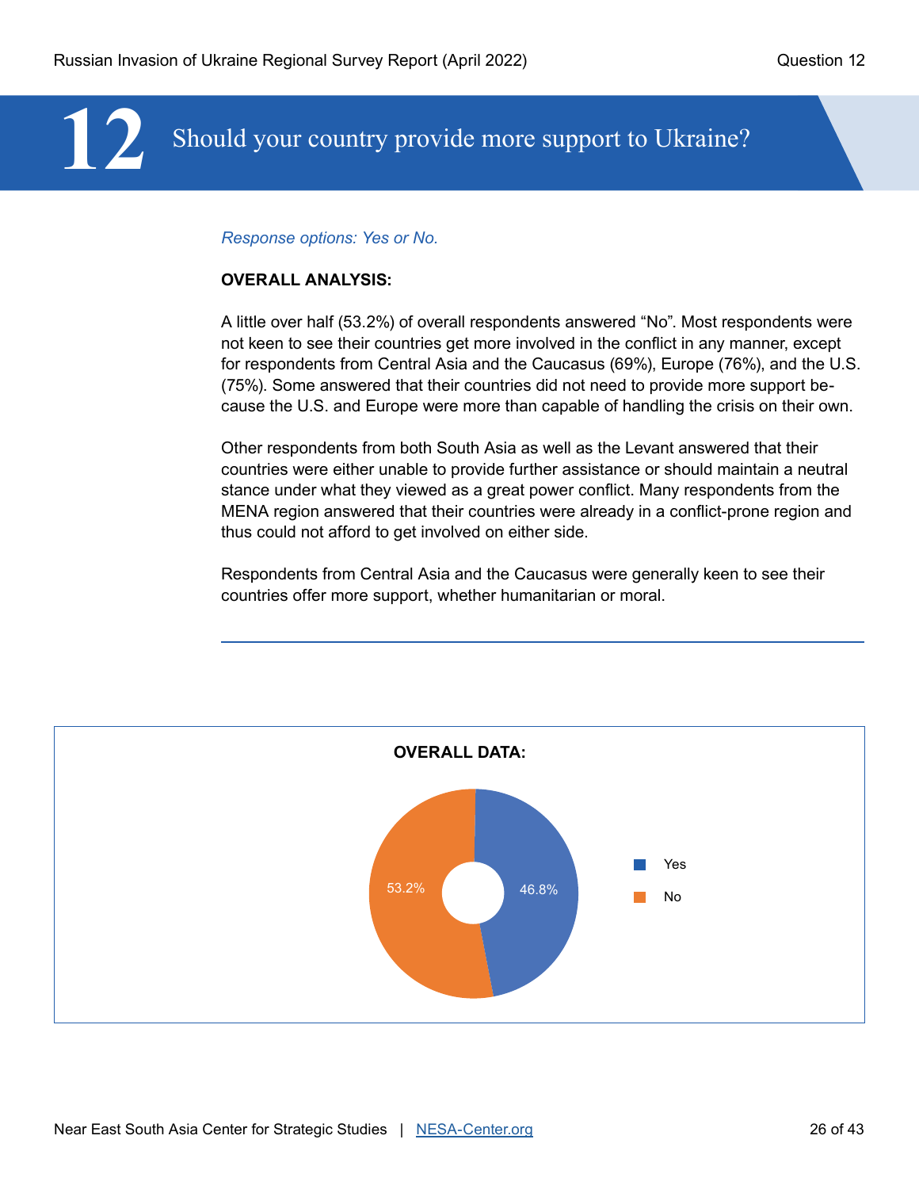# 12 Should your country provide more support to Ukraine?

*Response options: Yes or No.*

**OVERALL ANALYSIS:**

A little over half (53.2%) of overall respondents answered “No”. Most respondents were not keen to see their countries get more involved in the conflict in any manner, except for respondents from Central Asia and the Caucasus (69%), Europe (76%), and the U.S. (75%). Some answered that their countries did not need to provide more support because the U.S. and Europe were more than capable of handling the crisis on their own.

Other respondents from both South Asia as well as the Levant answered that their countries were either unable to provide further assistance or should maintain a neutral stance under what they viewed as a great power conflict. Many respondents from the MENA region answered that their countries were already in a conflict-prone region and thus could not afford to get involved on either side.

Respondents from Central Asia and the Caucasus were generally keen to see their countries offer more support, whether humanitarian or moral.

---

**OVERALL DATA:**

| Response | Percentage |
| --- | --- |
| Yes | 46.8% |
| No | 53.2% |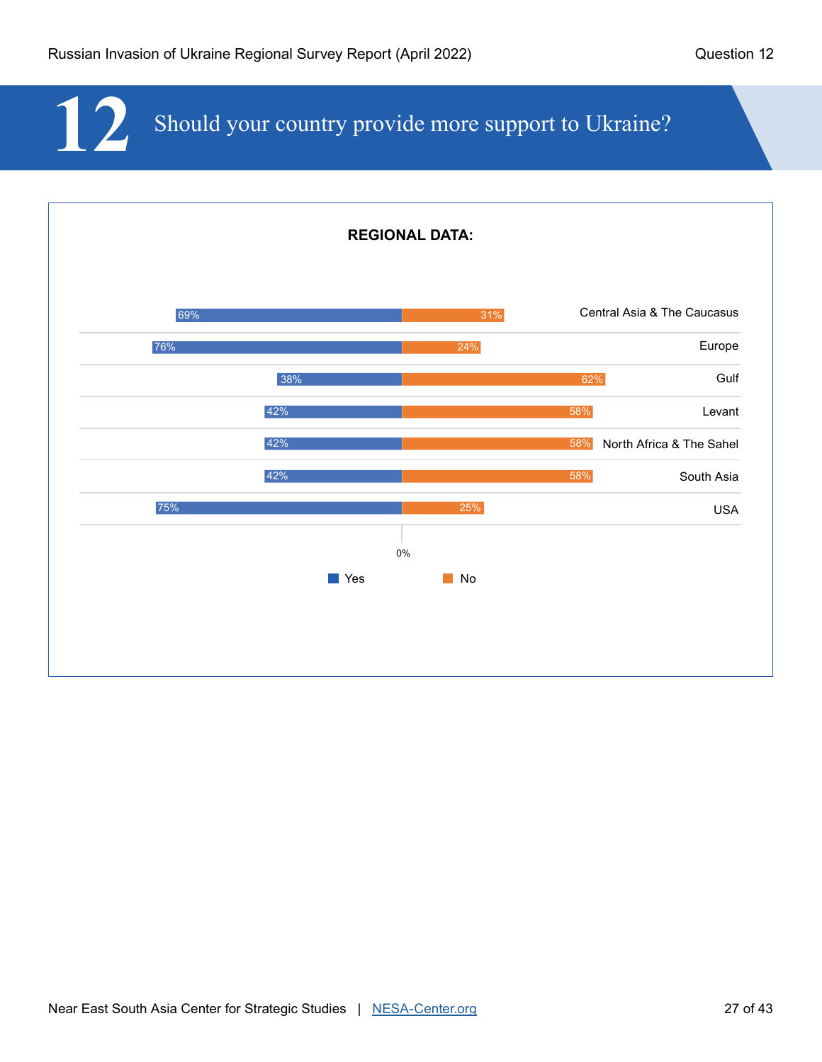# 12 Should your country provide more support to Ukraine?

**REGIONAL DATA:**

| Region | Yes | No |
|---|---|---|
| Central Asia & The Caucasus | 69% | 31% |
| Europe | 76% | 24% |
| Gulf | 38% | 62% |
| Levant | 42% | 58% |
| North Africa & The Sahel | 42% | 58% |
| South Asia | 42% | 58% |
| USA | 75% | 25% |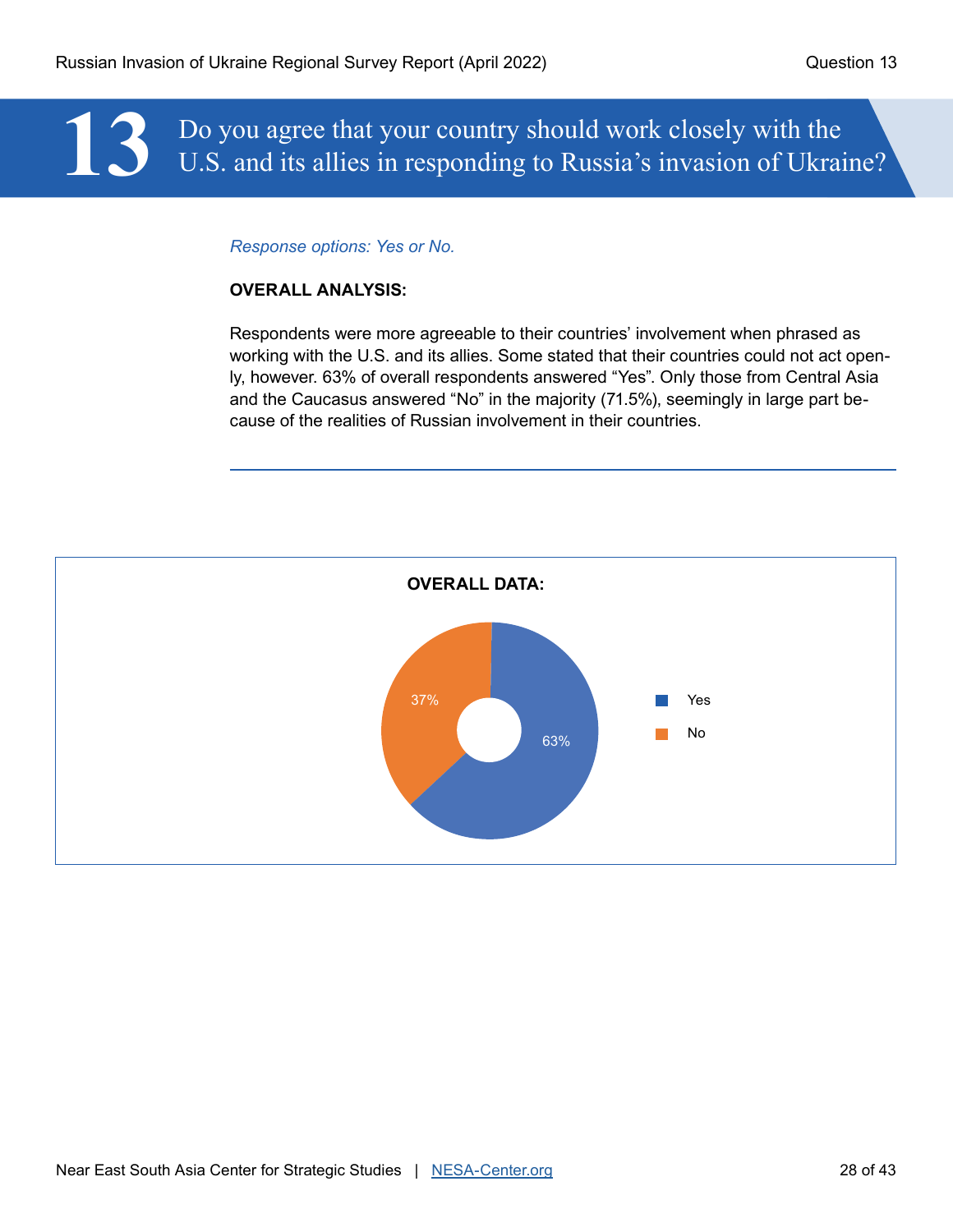# 13 Do you agree that your country should work closely with the U.S. and its allies in responding to Russia's invasion of Ukraine?

*Response options: Yes or No.*

**OVERALL ANALYSIS:**

Respondents were more agreeable to their countries' involvement when phrased as working with the U.S. and its allies. Some stated that their countries could not act openly, however. 63% of overall respondents answered "Yes". Only those from Central Asia and the Caucasus answered "No" in the majority (71.5%), seemingly in large part because of the realities of Russian involvement in their countries.

---

**OVERALL DATA:**

| Response | Percentage |
|---|---|
| Yes | 63% |
| No | 37% |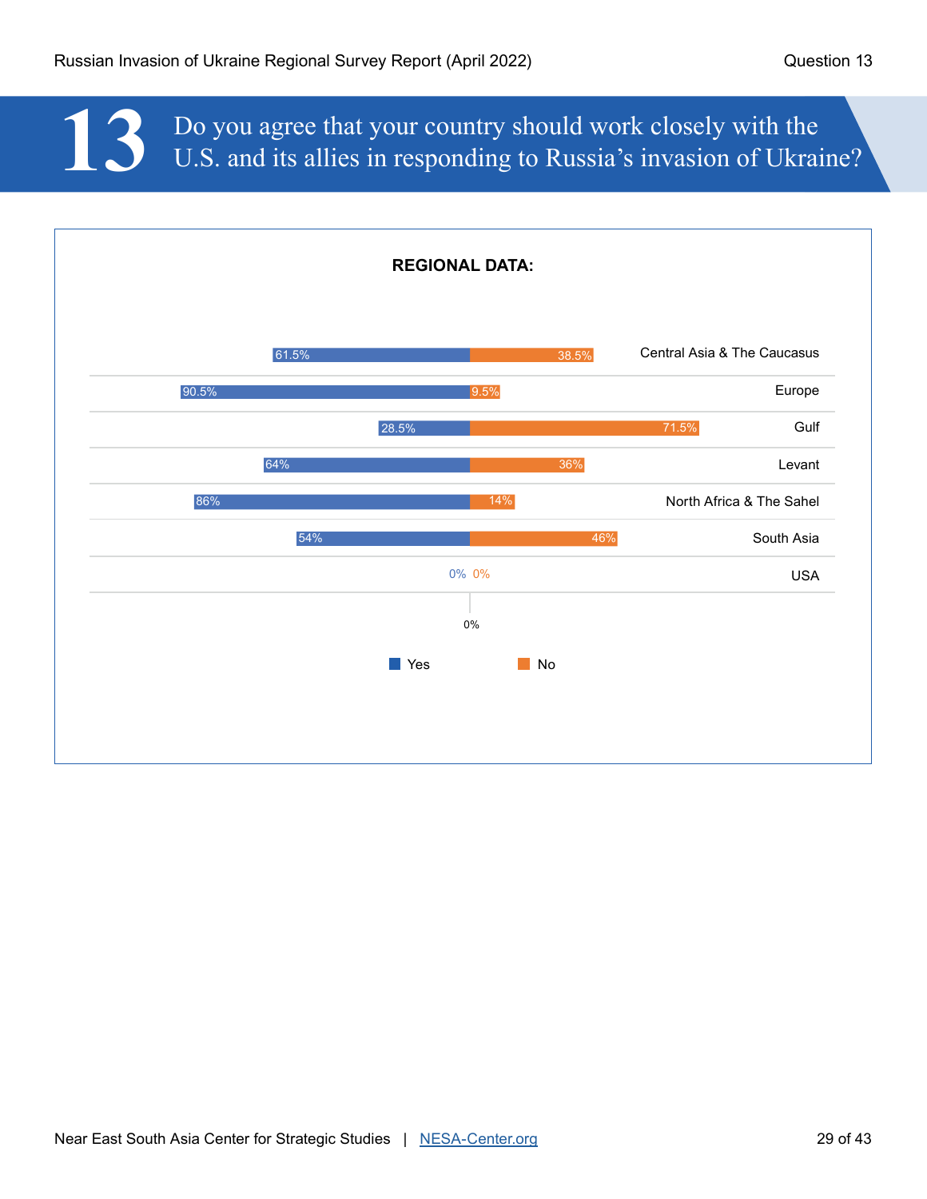# 13 Do you agree that your country should work closely with the U.S. and its allies in responding to Russia's invasion of Ukraine?

**REGIONAL DATA:**

| Region | Yes | No |
|---|---|---|
| Central Asia & The Caucasus | 61.5% | 38.5% |
| Europe | 90.5% | 9.5% |
| Gulf | 28.5% | 71.5% |
| Levant | 64% | 36% |
| North Africa & The Sahel | 86% | 14% |
| South Asia | 54% | 46% |
| USA | 0% | 0% |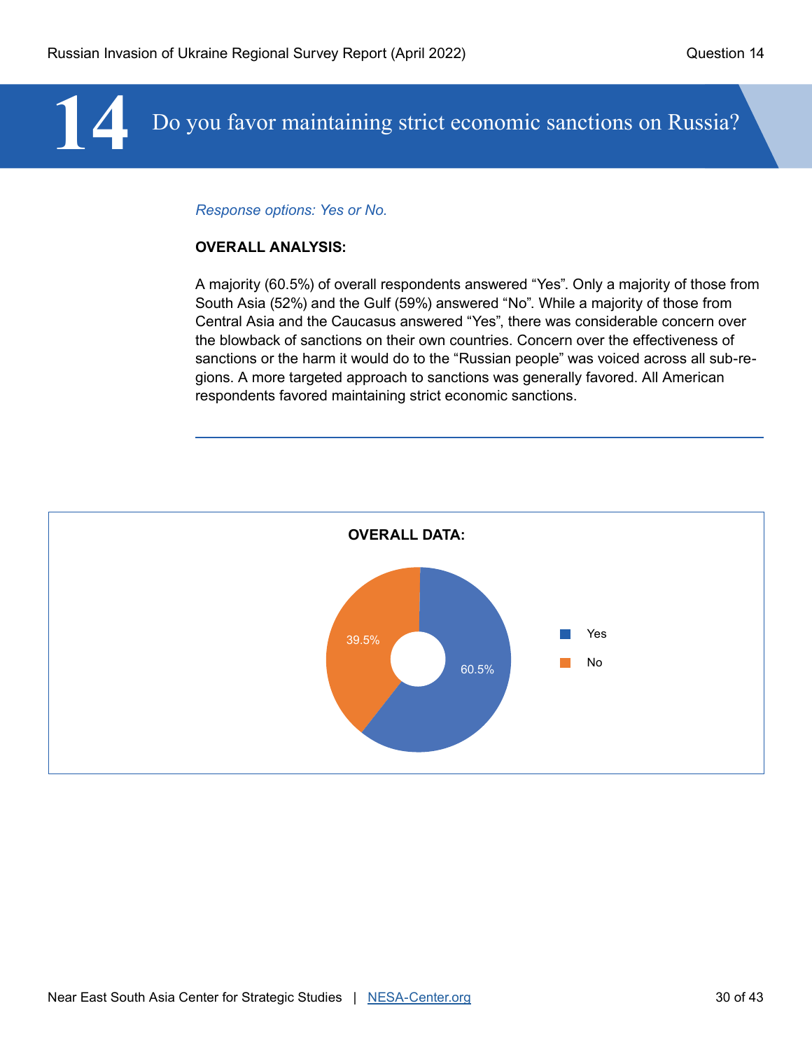# 14 Do you favor maintaining strict economic sanctions on Russia?

*Response options: Yes or No.*

**OVERALL ANALYSIS:**

A majority (60.5%) of overall respondents answered “Yes”. Only a majority of those from South Asia (52%) and the Gulf (59%) answered “No”. While a majority of those from Central Asia and the Caucasus answered “Yes”, there was considerable concern over the blowback of sanctions on their own countries. Concern over the effectiveness of sanctions or the harm it would do to the “Russian people” was voiced across all sub-regions. A more targeted approach to sanctions was generally favored. All American respondents favored maintaining strict economic sanctions.

**OVERALL DATA:**

| Response | Percentage |
| --- | --- |
| Yes | 60.5% |
| No | 39.5% |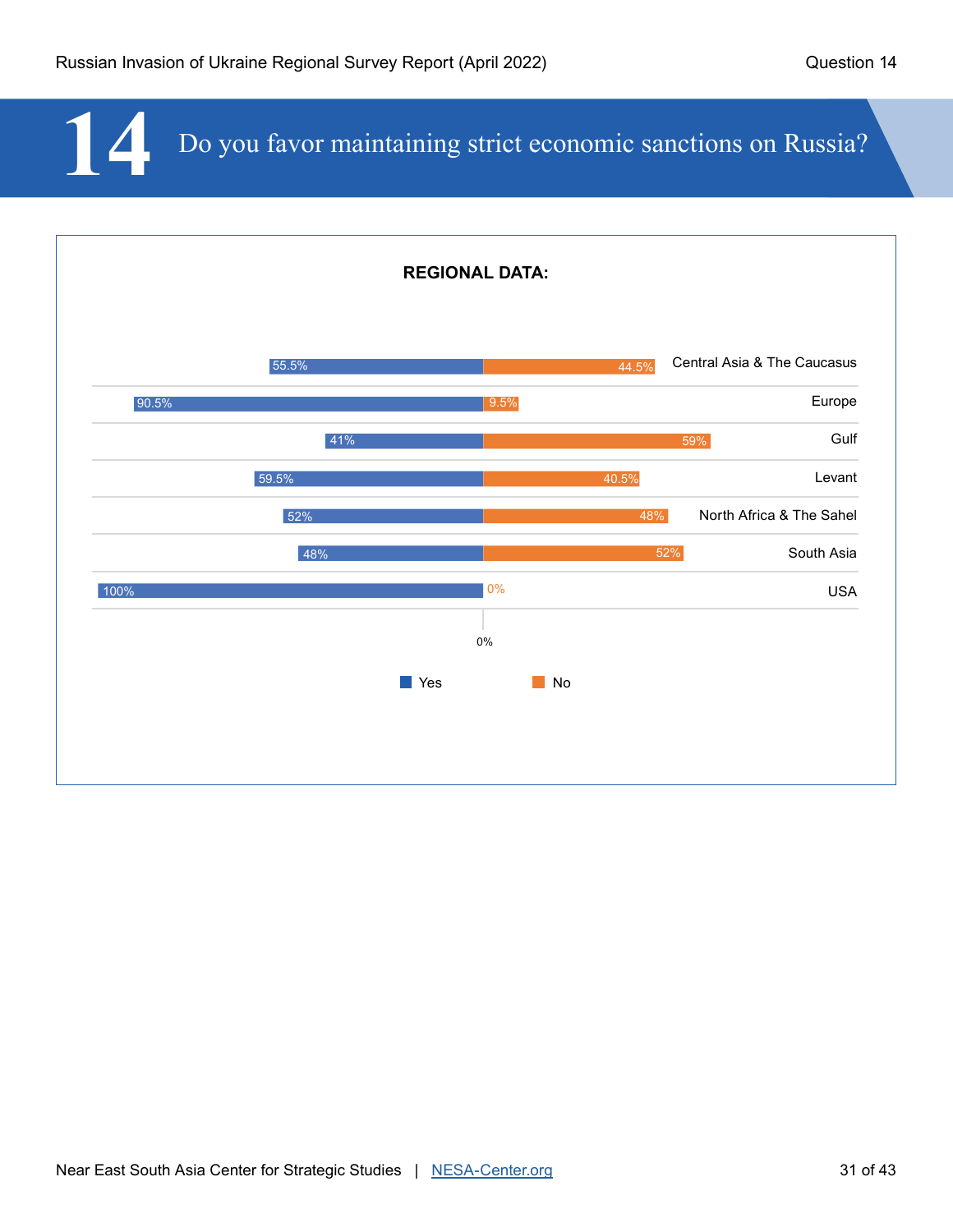# 14 Do you favor maintaining strict economic sanctions on Russia?

**REGIONAL DATA:**

| Region | Yes | No |
|---|---|---|
| Central Asia & The Caucasus | 55.5% | 44.5% |
| Europe | 90.5% | 9.5% |
| Gulf | 41% | 59% |
| Levant | 59.5% | 40.5% |
| North Africa & The Sahel | 52% | 48% |
| South Asia | 48% | 52% |
| USA | 100% | 0% |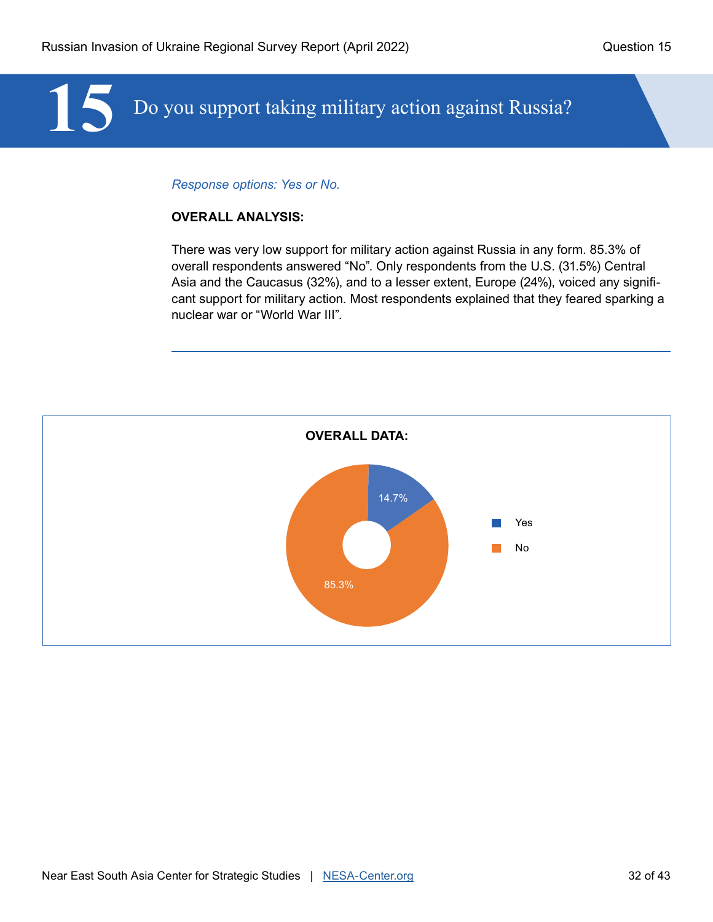# 15 Do you support taking military action against Russia?

*Response options: Yes or No.*

**OVERALL ANALYSIS:**

There was very low support for military action against Russia in any form. 85.3% of overall respondents answered "No". Only respondents from the U.S. (31.5%) Central Asia and the Caucasus (32%), and to a lesser extent, Europe (24%), voiced any significant support for military action. Most respondents explained that they feared sparking a nuclear war or "World War III".

---

**OVERALL DATA:**

| Response | Percentage |
|---|---|
| Yes | 14.7% |
| No | 85.3% |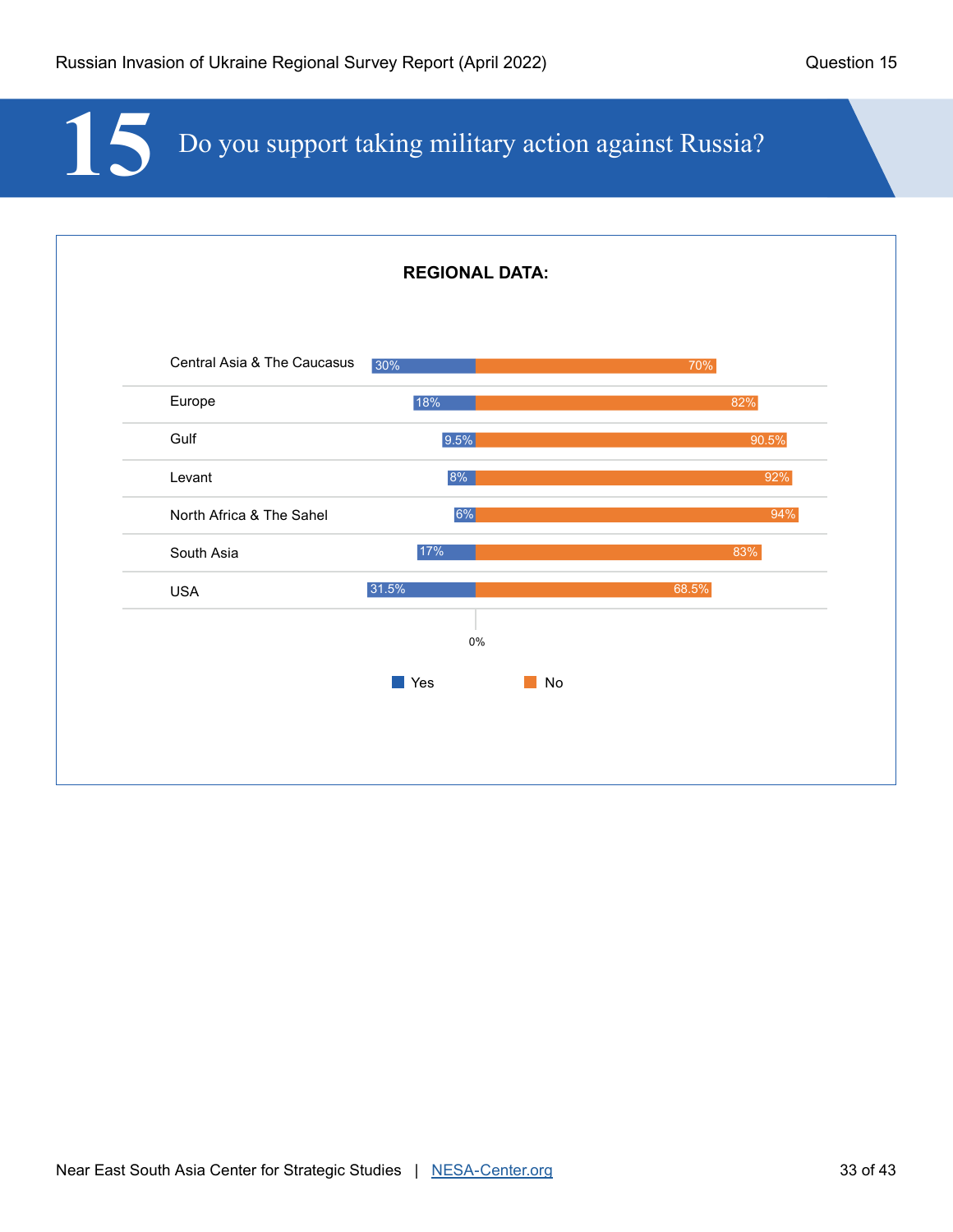# 15 Do you support taking military action against Russia?

**REGIONAL DATA:**

| Region | Yes | No |
|---|---|---|
| Central Asia & The Caucasus | 30% | 70% |
| Europe | 18% | 82% |
| Gulf | 9.5% | 90.5% |
| Levant | 8% | 92% |
| North Africa & The Sahel | 6% | 94% |
| South Asia | 17% | 83% |
| USA | 31.5% | 68.5% |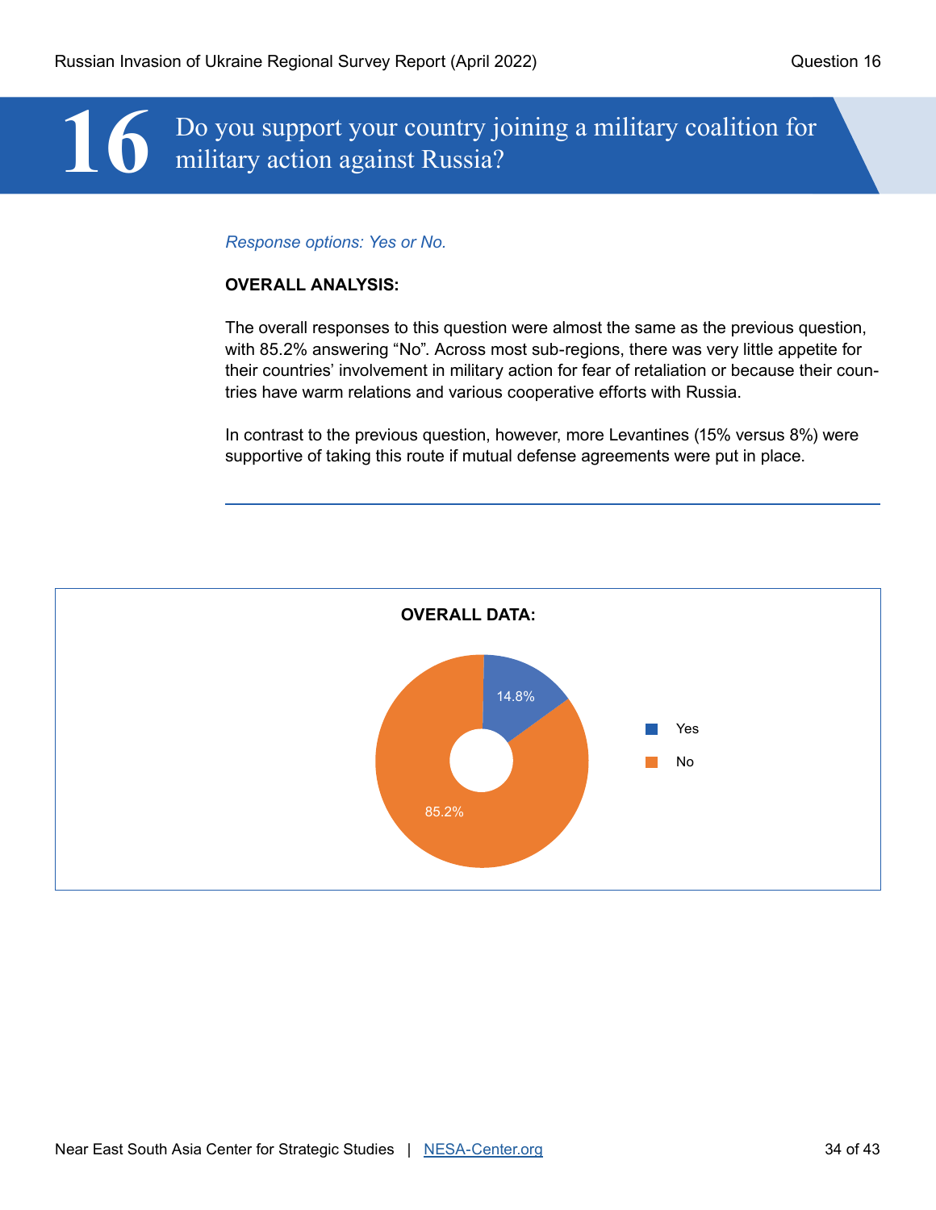# 16 Do you support your country joining a military coalition for military action against Russia?

*Response options: Yes or No.*

**OVERALL ANALYSIS:**

The overall responses to this question were almost the same as the previous question, with 85.2% answering "No". Across most sub-regions, there was very little appetite for their countries' involvement in military action for fear of retaliation or because their countries have warm relations and various cooperative efforts with Russia.

In contrast to the previous question, however, more Levantines (15% versus 8%) were supportive of taking this route if mutual defense agreements were put in place.

---

**OVERALL DATA:**

| Response | Percentage |
|---|---|
| Yes | 14.8% |
| No | 85.2% |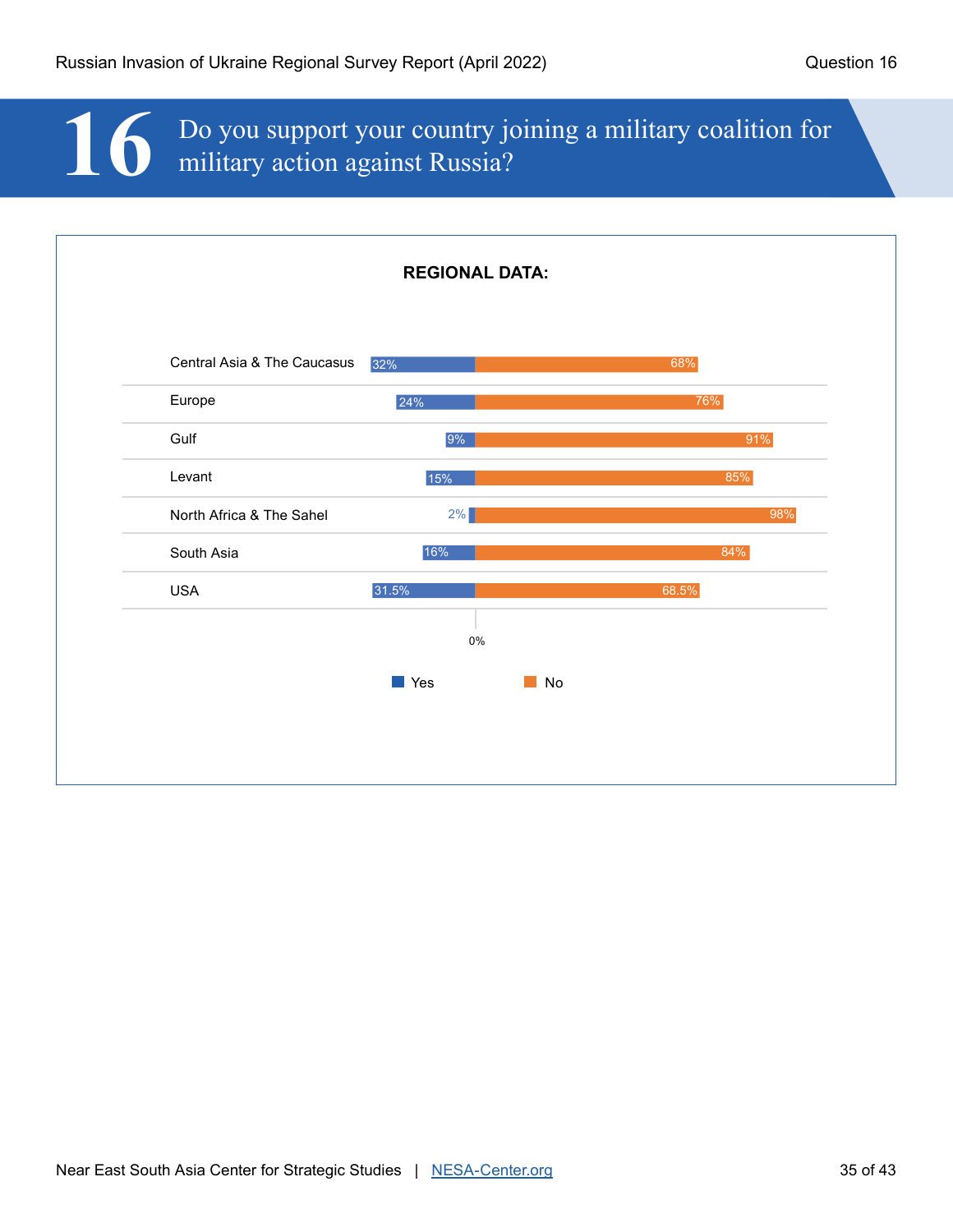# 16 Do you support your country joining a military coalition for military action against Russia?

**REGIONAL DATA:**

| Region | Yes | No |
|---|---|---|
| Central Asia & The Caucasus | 32% | 68% |
| Europe | 24% | 76% |
| Gulf | 9% | 91% |
| Levant | 15% | 85% |
| North Africa & The Sahel | 2% | 98% |
| South Asia | 16% | 84% |
| USA | 31.5% | 68.5% |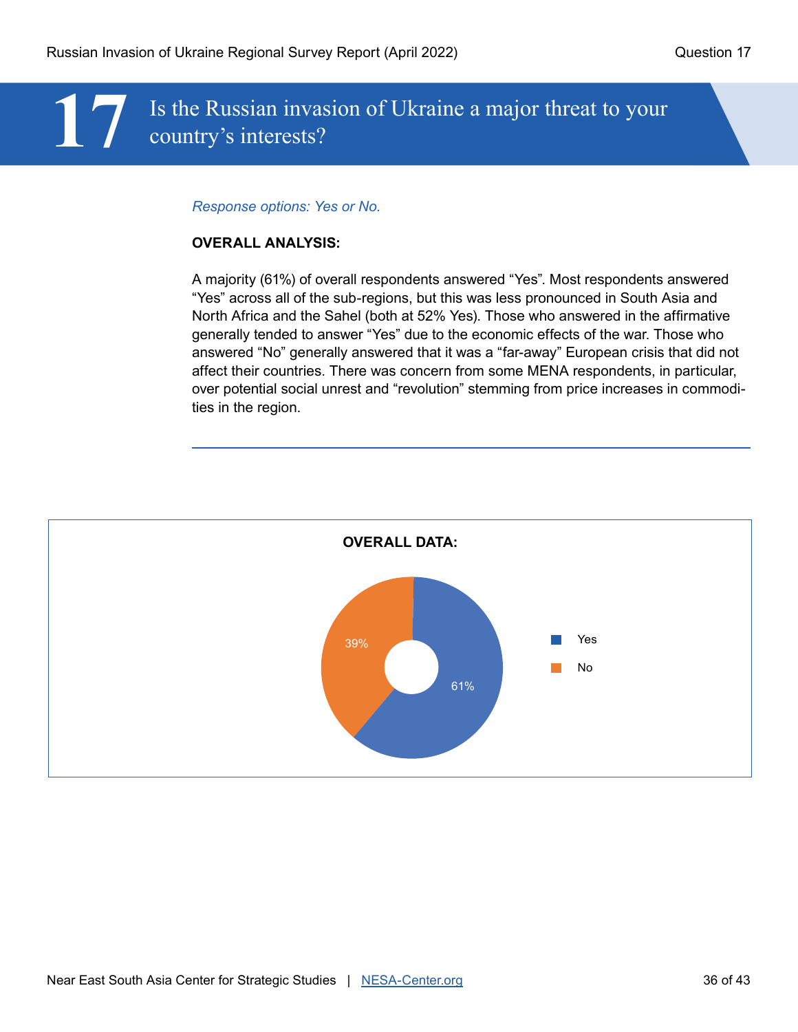# 17 Is the Russian invasion of Ukraine a major threat to your country's interests?

*Response options: Yes or No.*

**OVERALL ANALYSIS:**

A majority (61%) of overall respondents answered "Yes". Most respondents answered "Yes" across all of the sub-regions, but this was less pronounced in South Asia and North Africa and the Sahel (both at 52% Yes). Those who answered in the affirmative generally tended to answer "Yes" due to the economic effects of the war. Those who answered "No" generally answered that it was a "far-away" European crisis that did not affect their countries. There was concern from some MENA respondents, in particular, over potential social unrest and "revolution" stemming from price increases in commodities in the region.

---

**OVERALL DATA:**

| Response | Percentage |
|---|---|
| Yes | 61% |
| No | 39% |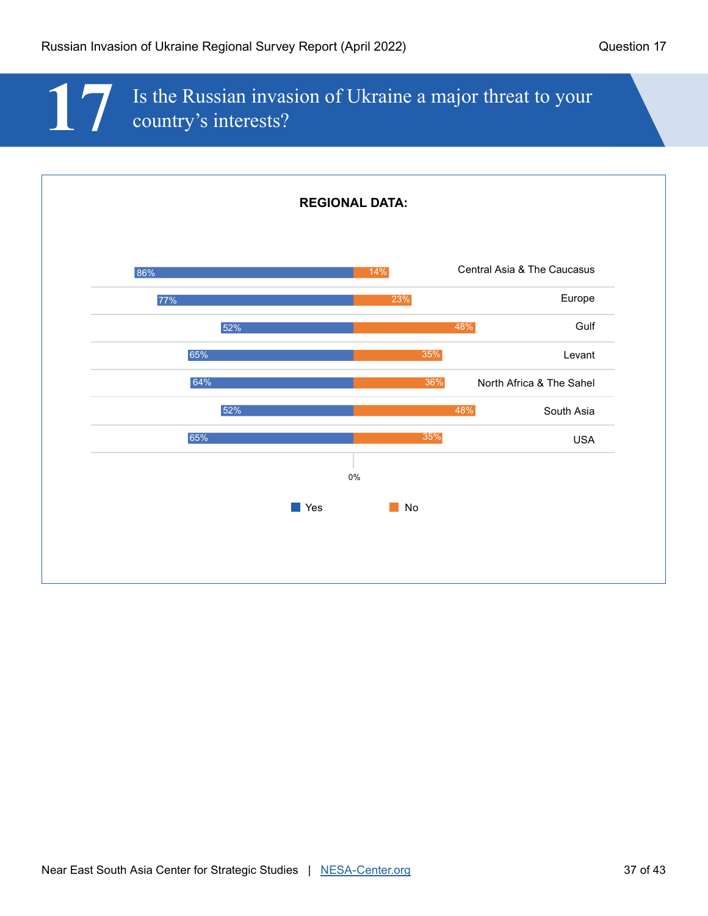# 17 Is the Russian invasion of Ukraine a major threat to your country's interests?

**REGIONAL DATA:**

| Region | Yes | No |
|---|---|---|
| Central Asia & The Caucasus | 86% | 14% |
| Europe | 77% | 23% |
| Gulf | 52% | 48% |
| Levant | 65% | 35% |
| North Africa & The Sahel | 64% | 36% |
| South Asia | 52% | 48% |
| USA | 65% | 35% |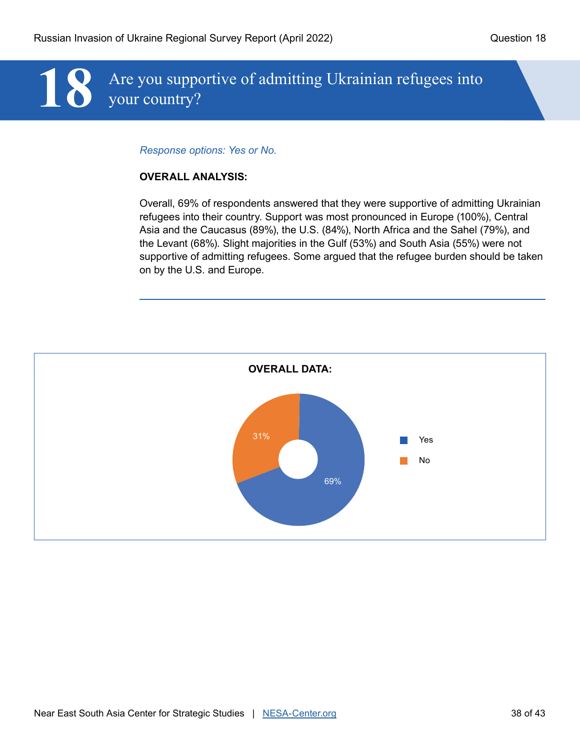# 18 Are you supportive of admitting Ukrainian refugees into your country?

*Response options: Yes or No.*

**OVERALL ANALYSIS:**

Overall, 69% of respondents answered that they were supportive of admitting Ukrainian refugees into their country. Support was most pronounced in Europe (100%), Central Asia and the Caucasus (89%), the U.S. (84%), North Africa and the Sahel (79%), and the Levant (68%). Slight majorities in the Gulf (53%) and South Asia (55%) were not supportive of admitting refugees. Some argued that the refugee burden should be taken on by the U.S. and Europe.

---

**OVERALL DATA:**

| Response | Percentage |
|---|---|
| Yes | 69% |
| No | 31% |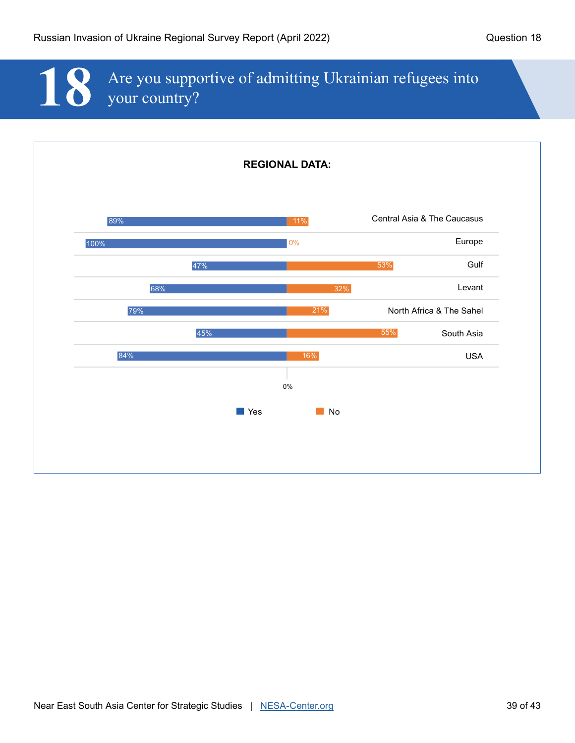# 18 Are you supportive of admitting Ukrainian refugees into your country?

**REGIONAL DATA:**

| Region | Yes | No |
|---|---|---|
| Central Asia & The Caucasus | 89% | 11% |
| Europe | 100% | 0% |
| Gulf | 47% | 53% |
| Levant | 68% | 32% |
| North Africa & The Sahel | 79% | 21% |
| South Asia | 45% | 55% |
| USA | 84% | 16% |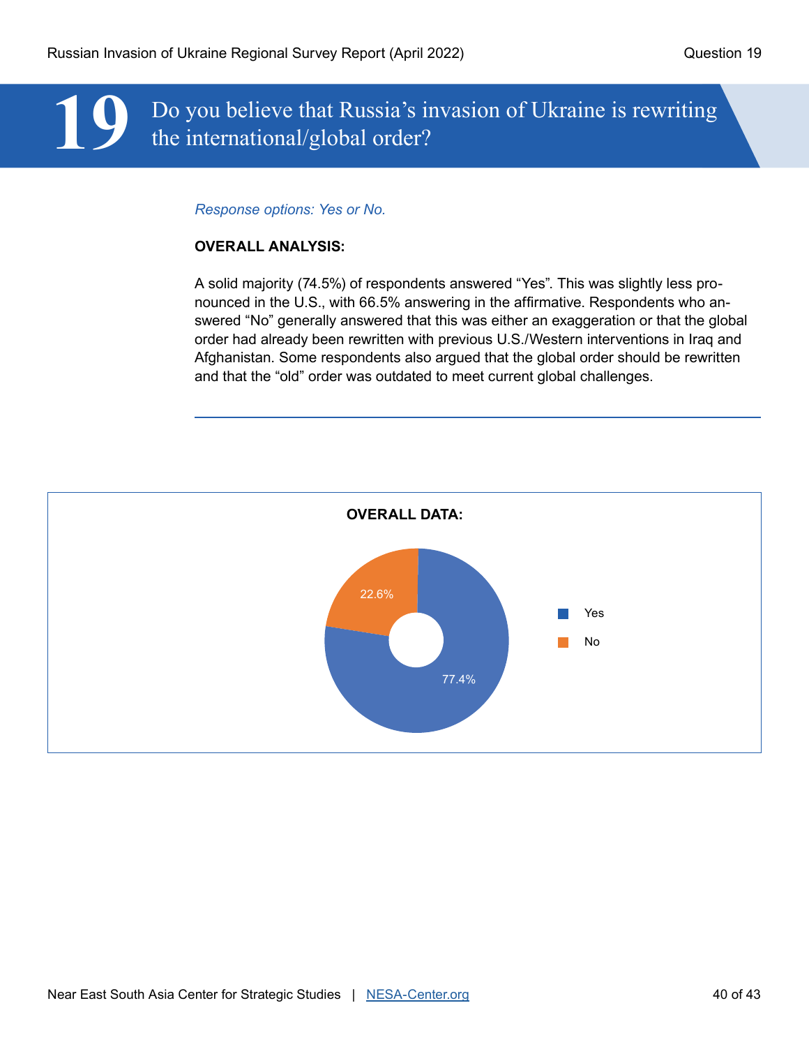# 19 Do you believe that Russia's invasion of Ukraine is rewriting the international/global order?

*Response options: Yes or No.*

**OVERALL ANALYSIS:**

A solid majority (74.5%) of respondents answered "Yes". This was slightly less pronounced in the U.S., with 66.5% answering in the affirmative. Respondents who answered "No" generally answered that this was either an exaggeration or that the global order had already been rewritten with previous U.S./Western interventions in Iraq and Afghanistan. Some respondents also argued that the global order should be rewritten and that the "old" order was outdated to meet current global challenges.

---

**OVERALL DATA:**

| Response | Percentage |
| --- | --- |
| Yes | 77.4% |
| No | 22.6% |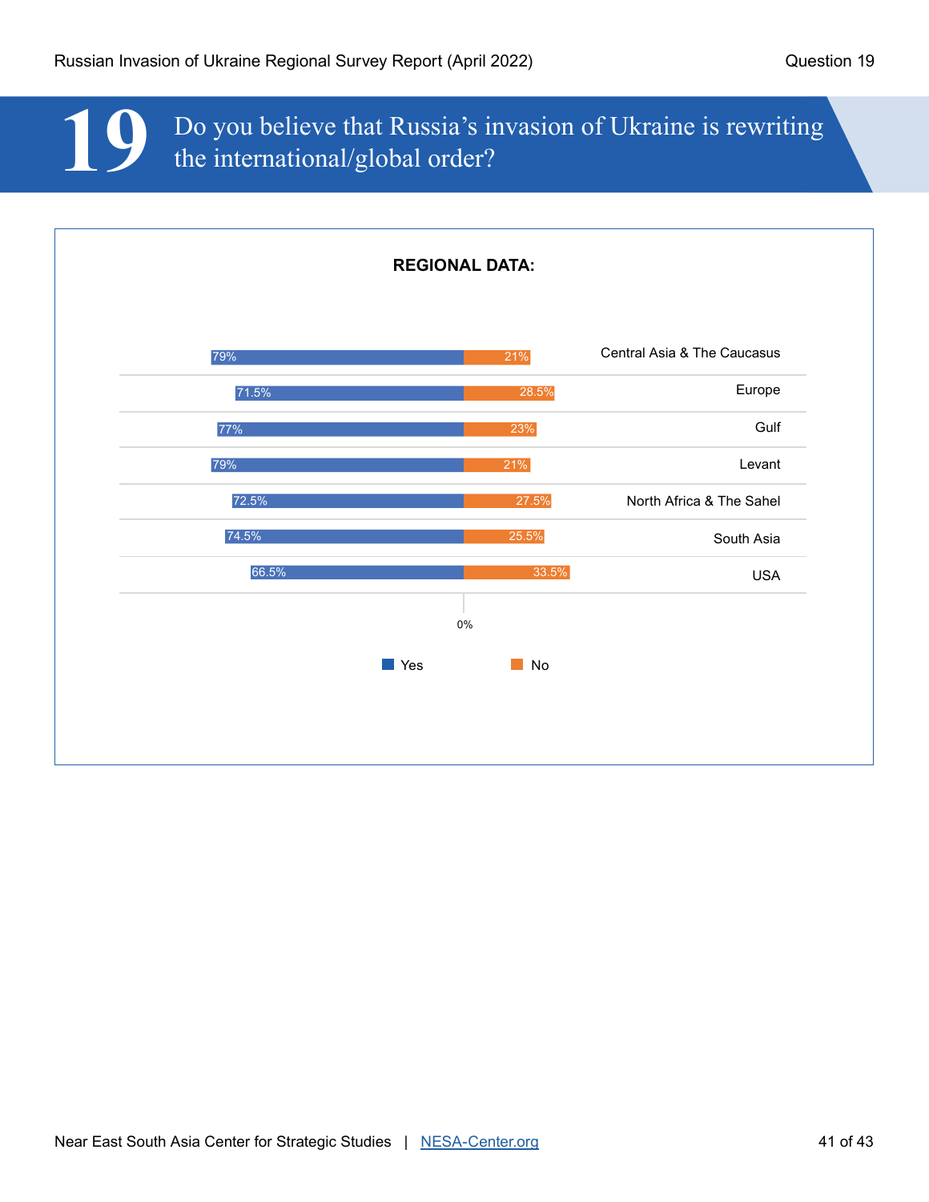# 19 Do you believe that Russia's invasion of Ukraine is rewriting the international/global order?

**REGIONAL DATA:**

| Region | Yes | No |
|---|---|---|
| Central Asia & The Caucasus | 79% | 21% |
| Europe | 71.5% | 28.5% |
| Gulf | 77% | 23% |
| Levant | 79% | 21% |
| North Africa & The Sahel | 72.5% | 27.5% |
| South Asia | 74.5% | 25.5% |
| USA | 66.5% | 33.5% |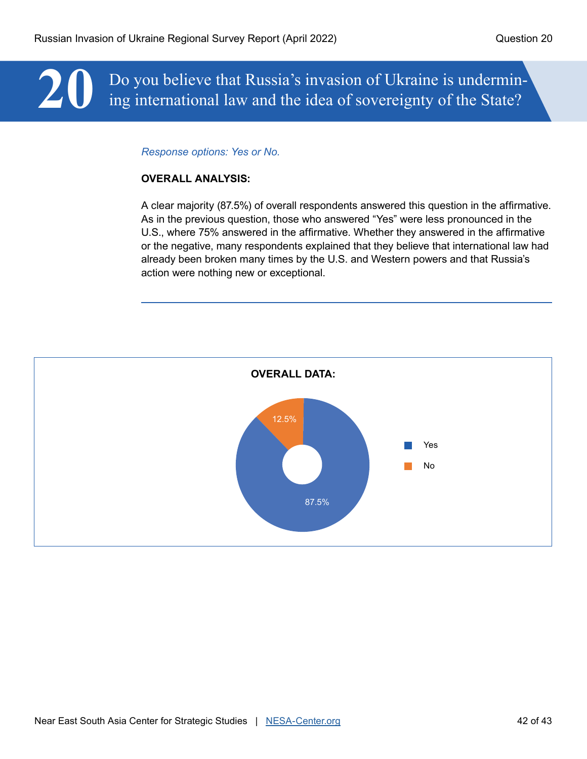# 20 Do you believe that Russia's invasion of Ukraine is undermining international law and the idea of sovereignty of the State?

*Response options: Yes or No.*

**OVERALL ANALYSIS:**

A clear majority (87.5%) of overall respondents answered this question in the affirmative. As in the previous question, those who answered "Yes" were less pronounced in the U.S., where 75% answered in the affirmative. Whether they answered in the affirmative or the negative, many respondents explained that they believe that international law had already been broken many times by the U.S. and Western powers and that Russia's action were nothing new or exceptional.

---

**OVERALL DATA:**

| Response | Percentage |
|---|---|
| Yes | 87.5% |
| No | 12.5% |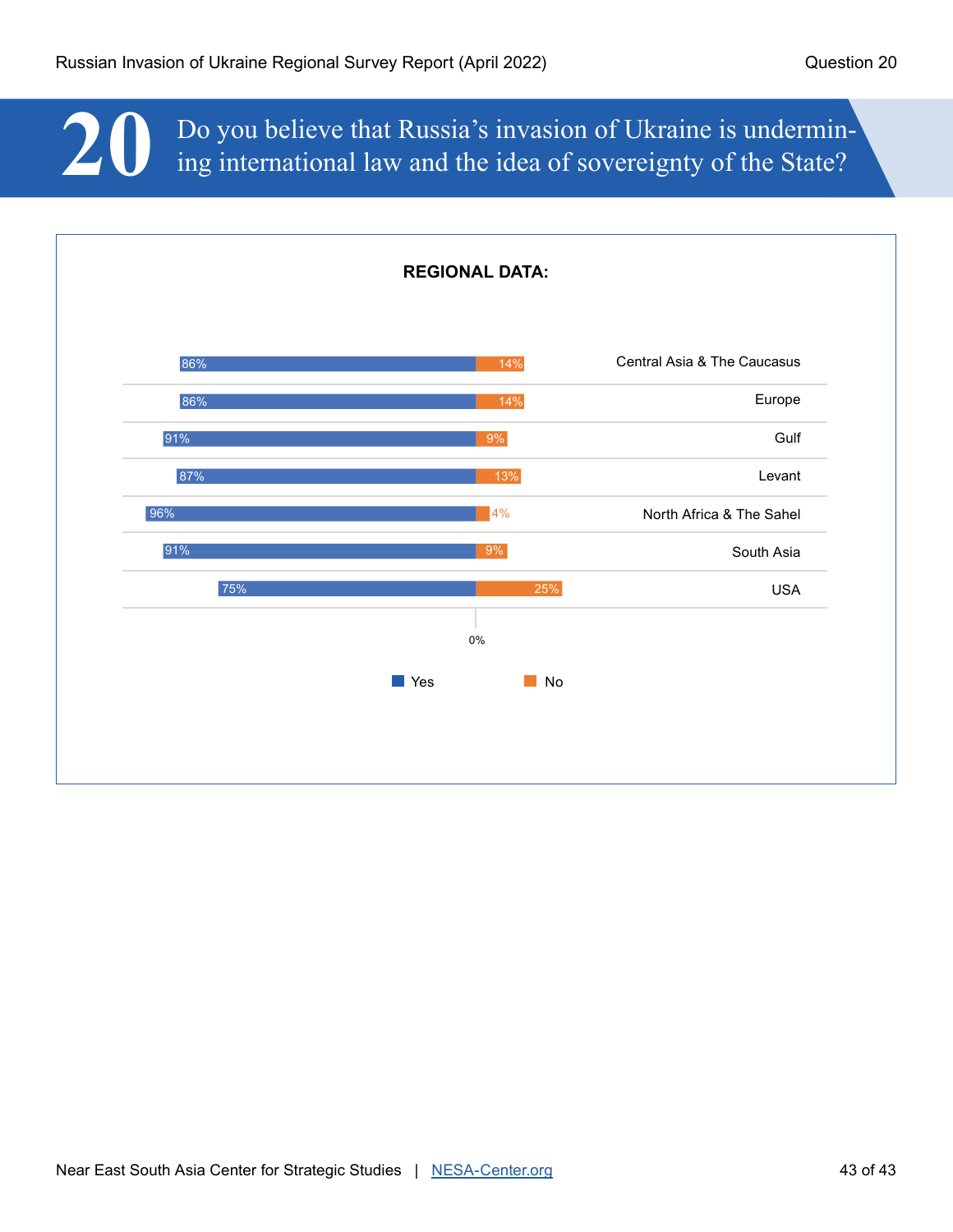# 20 Do you believe that Russia's invasion of Ukraine is undermining international law and the idea of sovereignty of the State?

**REGIONAL DATA:**

86% 14% Central Asia & The Caucasus

86% 14% Europe

91% 9% Gulf

87% 13% Levant

96% 4% North Africa & The Sahel

91% 9% South Asia

75% 25% USA

0%

Yes No